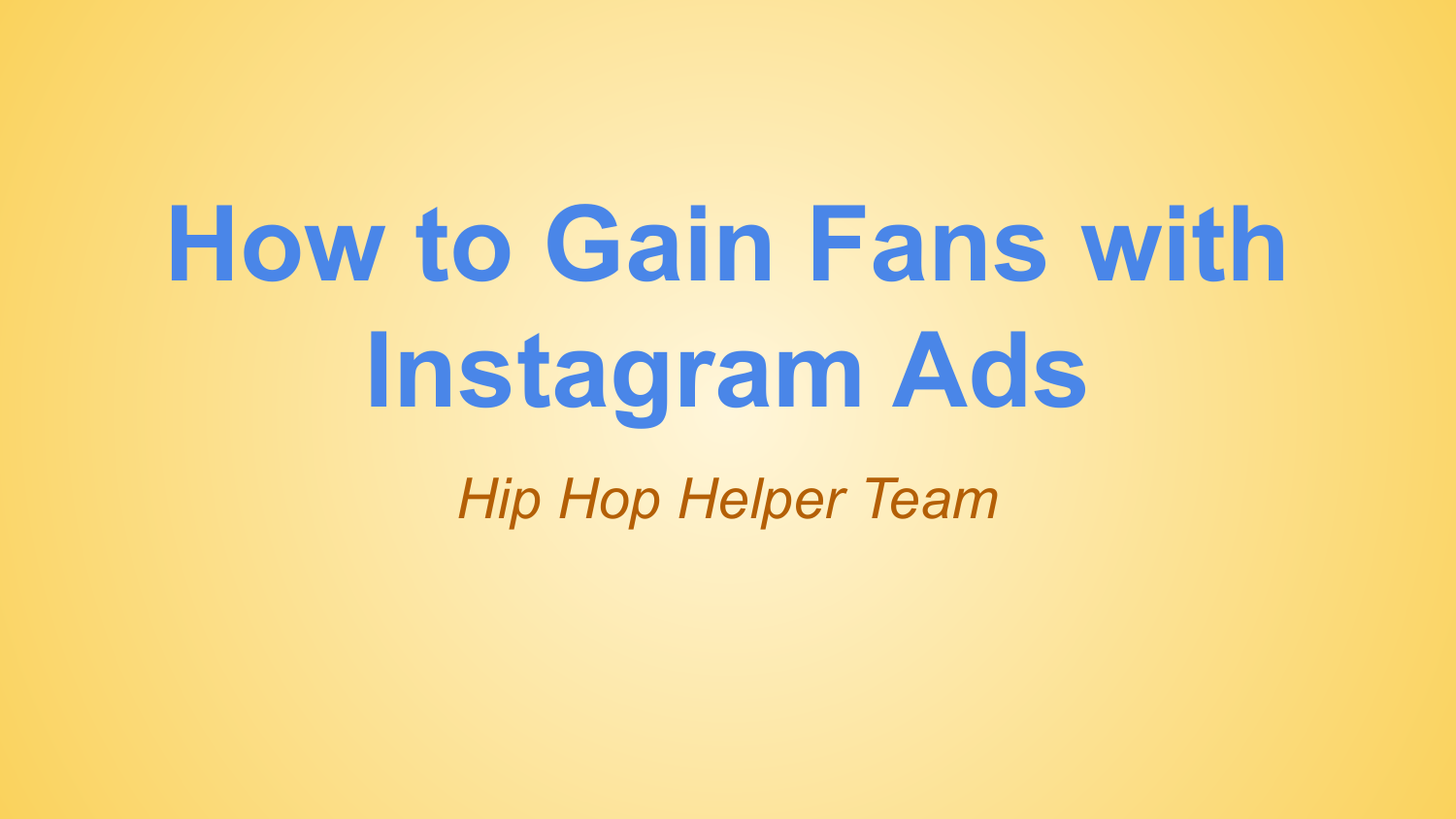# How to Gain Fans with Instagram Ads

*Hip Hop Helper Team*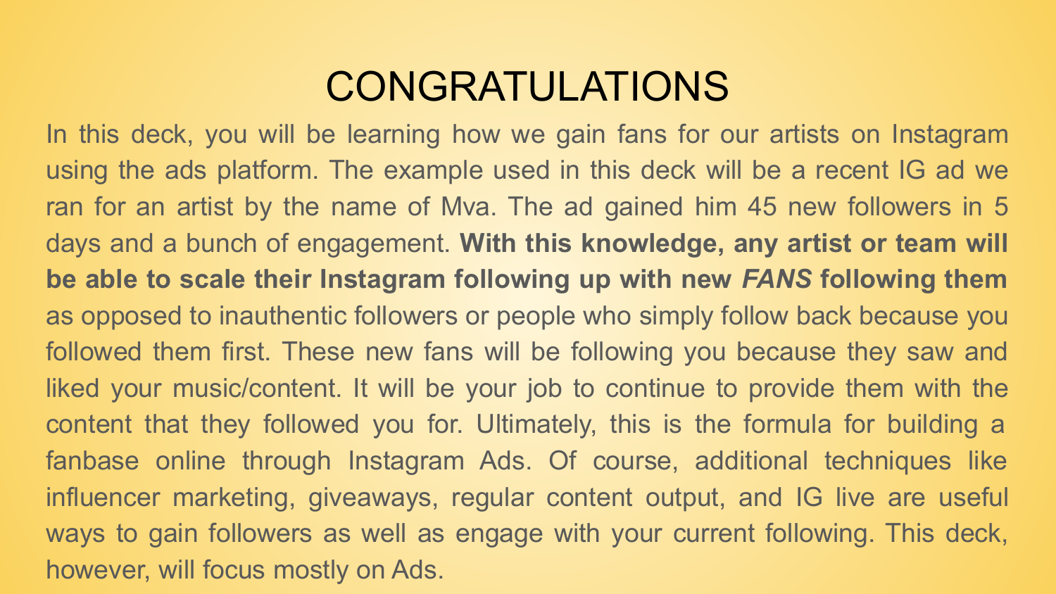# CONGRATULATIONS

In this deck, you will be learning how we gain fans for our artists on Instagram using the ads platform. The example used in this deck will be a recent IG ad we ran for an artist by the name of Mva. The ad gained him 45 new followers in 5 days and a bunch of engagement. **With this knowledge, any artist or team will be able to scale their Instagram following up with new *FANS* following them** as opposed to inauthentic followers or people who simply follow back because you followed them first. These new fans will be following you because they saw and liked your music/content. It will be your job to continue to provide them with the content that they followed you for. Ultimately, this is the formula for building a fanbase online through Instagram Ads. Of course, additional techniques like influencer marketing, giveaways, regular content output, and IG live are useful ways to gain followers as well as engage with your current following. This deck, however, will focus mostly on Ads.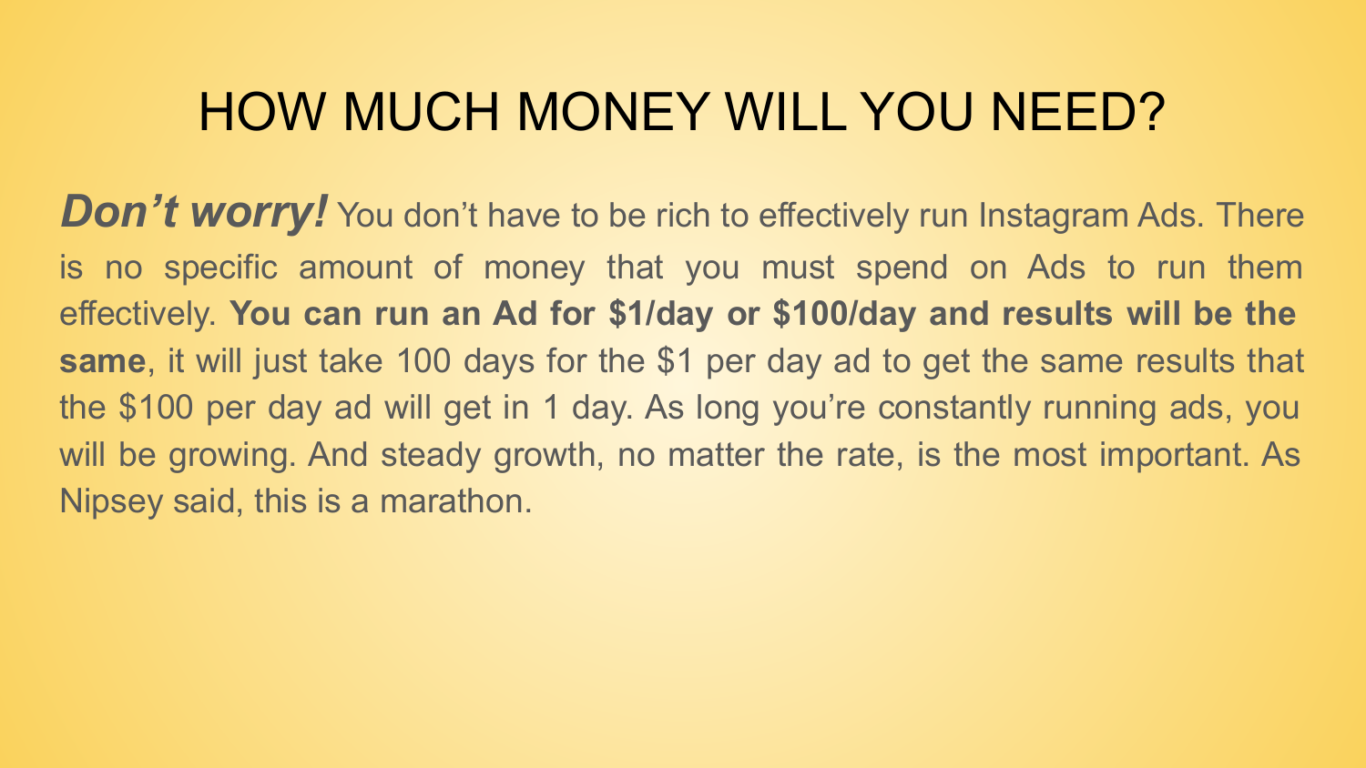# HOW MUCH MONEY WILL YOU NEED?

***Don't worry!*** You don't have to be rich to effectively run Instagram Ads. There is no specific amount of money that you must spend on Ads to run them effectively. **You can run an Ad for $1/day or $100/day and results will be the same**, it will just take 100 days for the $1 per day ad to get the same results that the $100 per day ad will get in 1 day. As long you're constantly running ads, you will be growing. And steady growth, no matter the rate, is the most important. As Nipsey said, this is a marathon.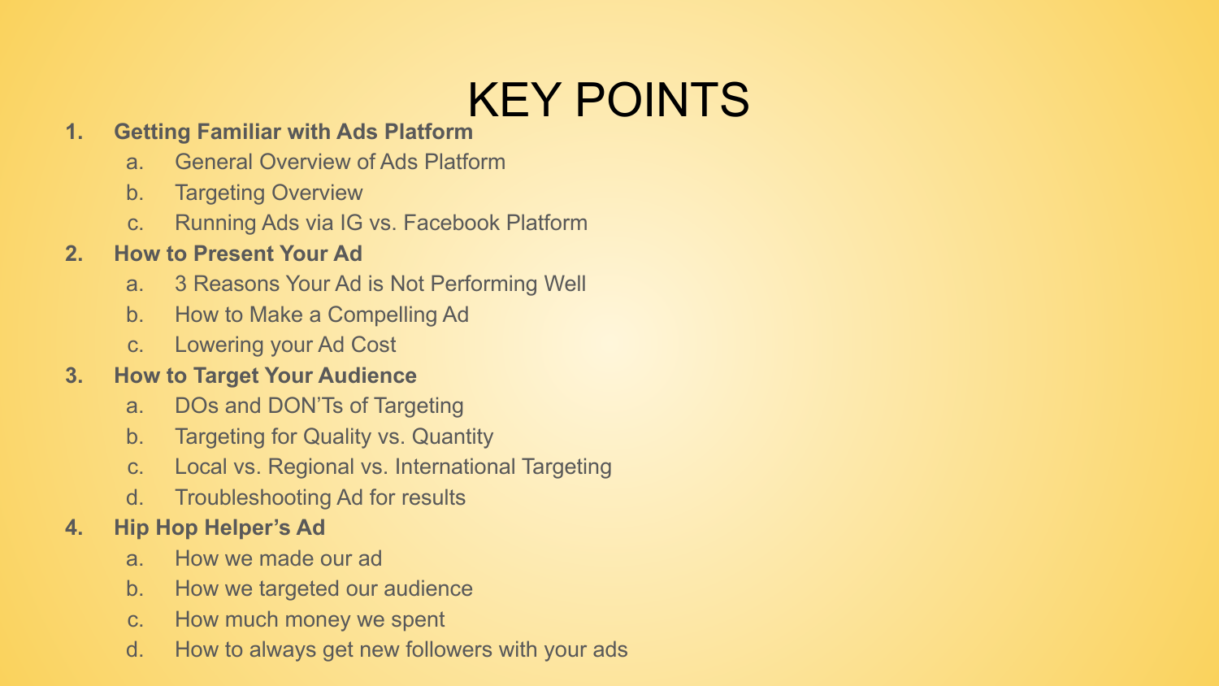# KEY POINTS

1. **Getting Familiar with Ads Platform**
    a. General Overview of Ads Platform
    b. Targeting Overview
    c. Running Ads via IG vs. Facebook Platform
2. **How to Present Your Ad**
    a. 3 Reasons Your Ad is Not Performing Well
    b. How to Make a Compelling Ad
    c. Lowering your Ad Cost
3. **How to Target Your Audience**
    a. DOs and DON'Ts of Targeting
    b. Targeting for Quality vs. Quantity
    c. Local vs. Regional vs. International Targeting
    d. Troubleshooting Ad for results
4. **Hip Hop Helper's Ad**
    a. How we made our ad
    b. How we targeted our audience
    c. How much money we spent
    d. How to always get new followers with your ads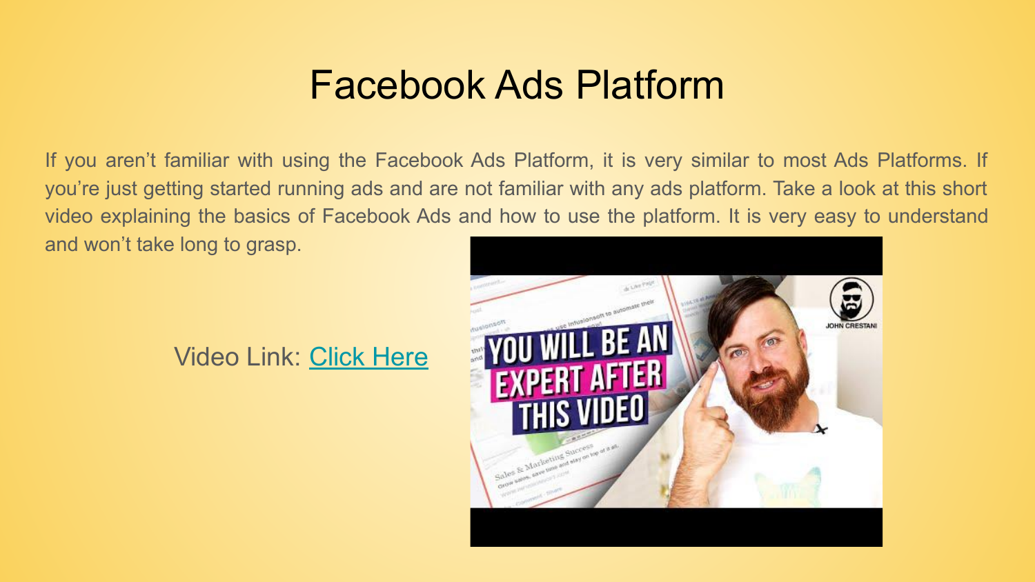# Facebook Ads Platform

If you aren't familiar with using the Facebook Ads Platform, it is very similar to most Ads Platforms. If you're just getting started running ads and are not familiar with any ads platform. Take a look at this short video explaining the basics of Facebook Ads and how to use the platform. It is very easy to understand and won't take long to grasp.

Video Link: Click Here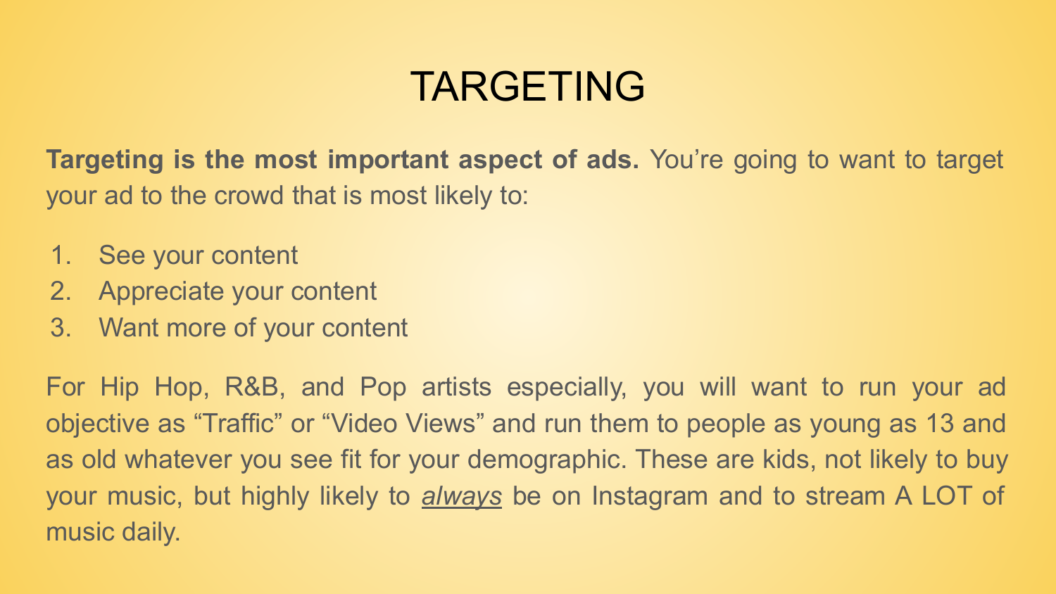# TARGETING

**Targeting is the most important aspect of ads.** You're going to want to target your ad to the crowd that is most likely to:

1. See your content
2. Appreciate your content
3. Want more of your content

For Hip Hop, R&B, and Pop artists especially, you will want to run your ad objective as "Traffic" or "Video Views" and run them to people as young as 13 and as old whatever you see fit for your demographic. These are kids, not likely to buy your music, but highly likely to ***always*** be on Instagram and to stream A LOT of music daily.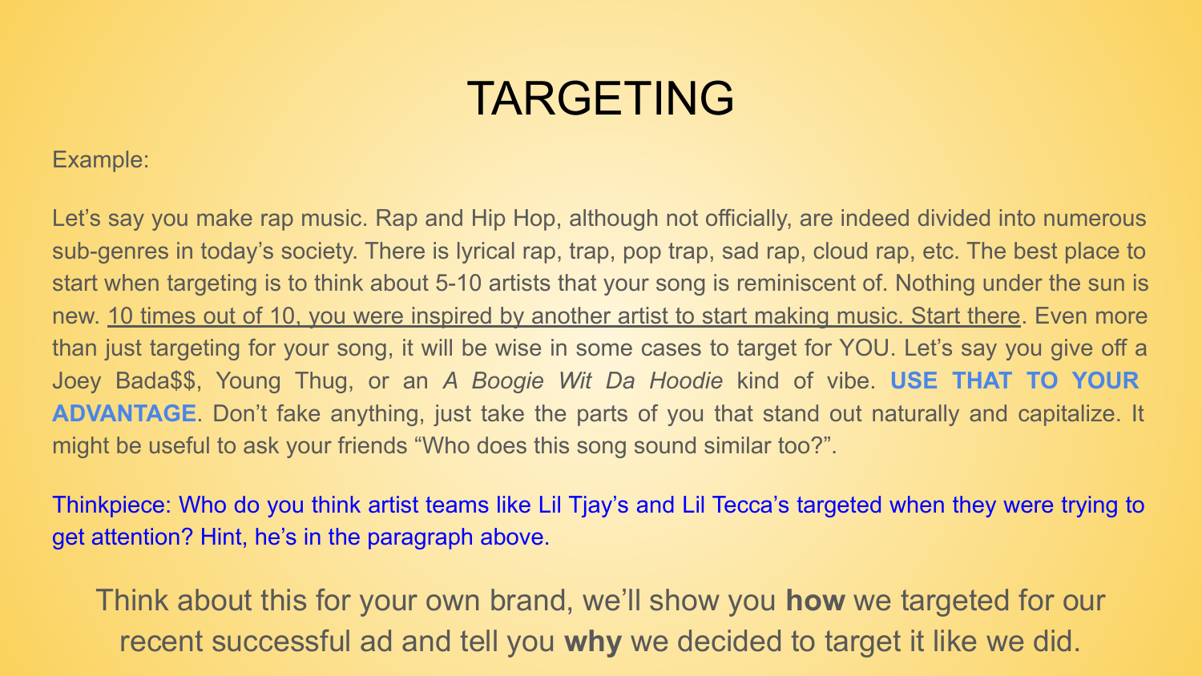# TARGETING

Example:

Let's say you make rap music. Rap and Hip Hop, although not officially, are indeed divided into numerous sub-genres in today's society. There is lyrical rap, trap, pop trap, sad rap, cloud rap, etc. The best place to start when targeting is to think about 5-10 artists that your song is reminiscent of. Nothing under the sun is new. <u>10 times out of 10, you were inspired by another artist to start making music. Start there</u>. Even more than just targeting for your song, it will be wise in some cases to target for YOU. Let's say you give off a Joey Bada$$, Young Thug, or an *A Boogie Wit Da Hoodie* kind of vibe. **USE THAT TO YOUR ADVANTAGE**. Don't fake anything, just take the parts of you that stand out naturally and capitalize. It might be useful to ask your friends "Who does this song sound similar too?".

Thinkpiece: Who do you think artist teams like Lil Tjay's and Lil Tecca's targeted when they were trying to get attention? Hint, he's in the paragraph above.

Think about this for your own brand, we'll show you **how** we targeted for our recent successful ad and tell you **why** we decided to target it like we did.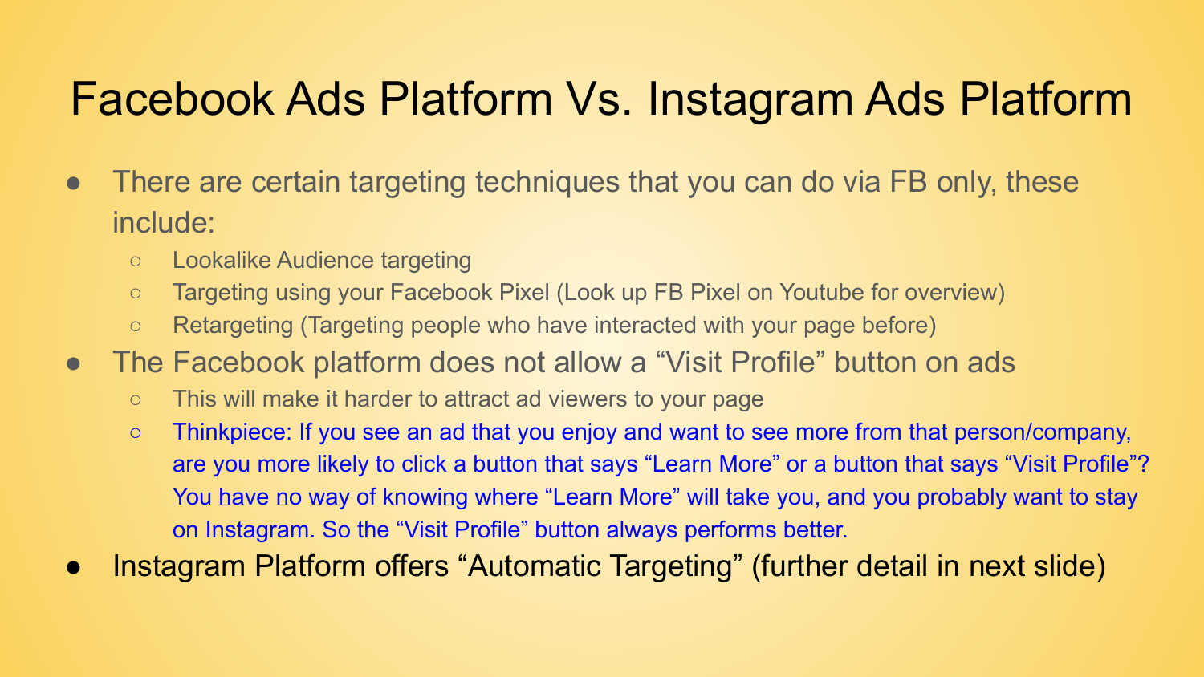# Facebook Ads Platform Vs. Instagram Ads Platform

- There are certain targeting techniques that you can do via FB only, these include:
  - Lookalike Audience targeting
  - Targeting using your Facebook Pixel (Look up FB Pixel on Youtube for overview)
  - Retargeting (Targeting people who have interacted with your page before)
- The Facebook platform does not allow a “Visit Profile” button on ads
  - This will make it harder to attract ad viewers to your page
  - Thinkpiece: If you see an ad that you enjoy and want to see more from that person/company, are you more likely to click a button that says “Learn More” or a button that says “Visit Profile”? You have no way of knowing where “Learn More” will take you, and you probably want to stay on Instagram. So the “Visit Profile” button always performs better.
- Instagram Platform offers “Automatic Targeting” (further detail in next slide)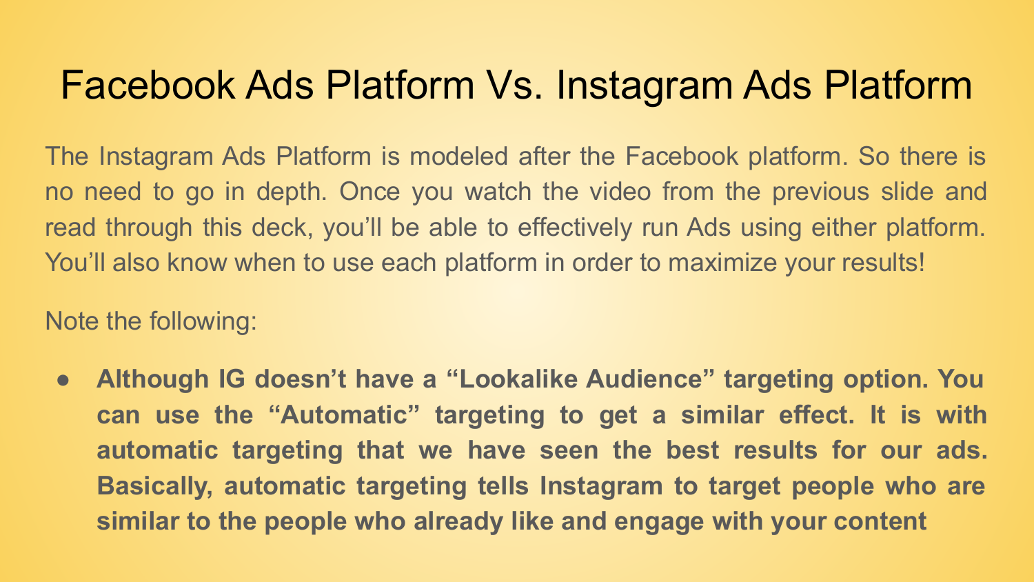# Facebook Ads Platform Vs. Instagram Ads Platform

The Instagram Ads Platform is modeled after the Facebook platform. So there is no need to go in depth. Once you watch the video from the previous slide and read through this deck, you'll be able to effectively run Ads using either platform. You'll also know when to use each platform in order to maximize your results!

Note the following:

- **Although IG doesn't have a "Lookalike Audience" targeting option. You can use the "Automatic" targeting to get a similar effect. It is with automatic targeting that we have seen the best results for our ads. Basically, automatic targeting tells Instagram to target people who are similar to the people who already like and engage with your content**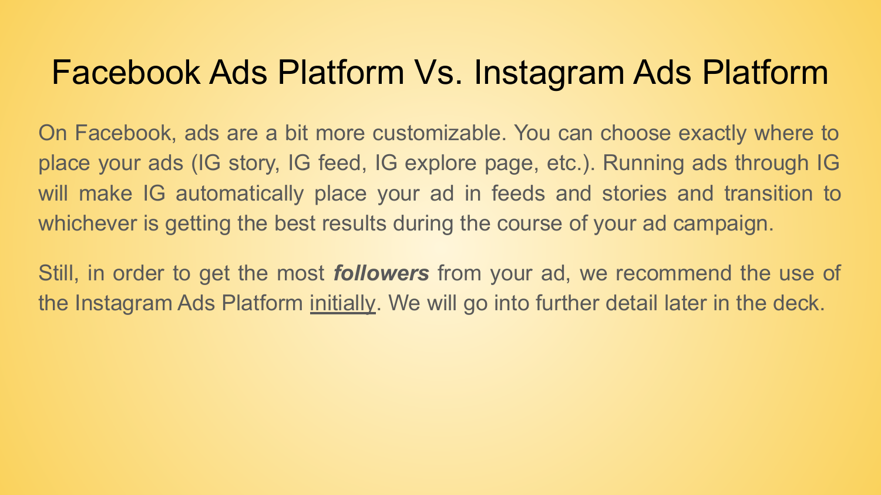# Facebook Ads Platform Vs. Instagram Ads Platform

On Facebook, ads are a bit more customizable. You can choose exactly where to place your ads (IG story, IG feed, IG explore page, etc.). Running ads through IG will make IG automatically place your ad in feeds and stories and transition to whichever is getting the best results during the course of your ad campaign.

Still, in order to get the most ***followers*** from your ad, we recommend the use of the Instagram Ads Platform <u>initially</u>. We will go into further detail later in the deck.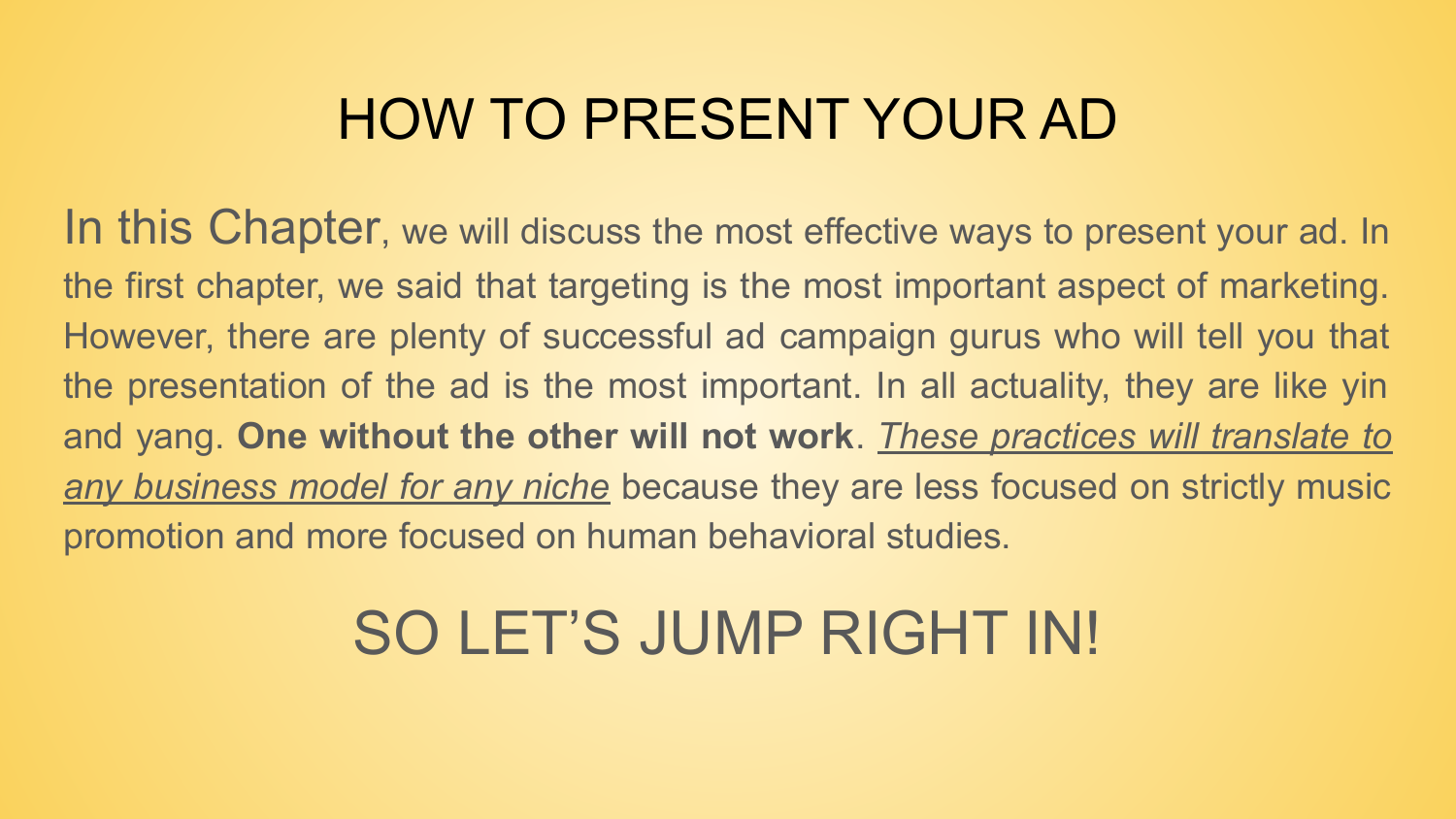# HOW TO PRESENT YOUR AD

In this Chapter, we will discuss the most effective ways to present your ad. In the first chapter, we said that targeting is the most important aspect of marketing. However, there are plenty of successful ad campaign gurus who will tell you that the presentation of the ad is the most important. In all actuality, they are like yin and yang. **One without the other will not work**. *<u>These practices will translate to any business model for any niche</u>* because they are less focused on strictly music promotion and more focused on human behavioral studies.

## SO LET'S JUMP RIGHT IN!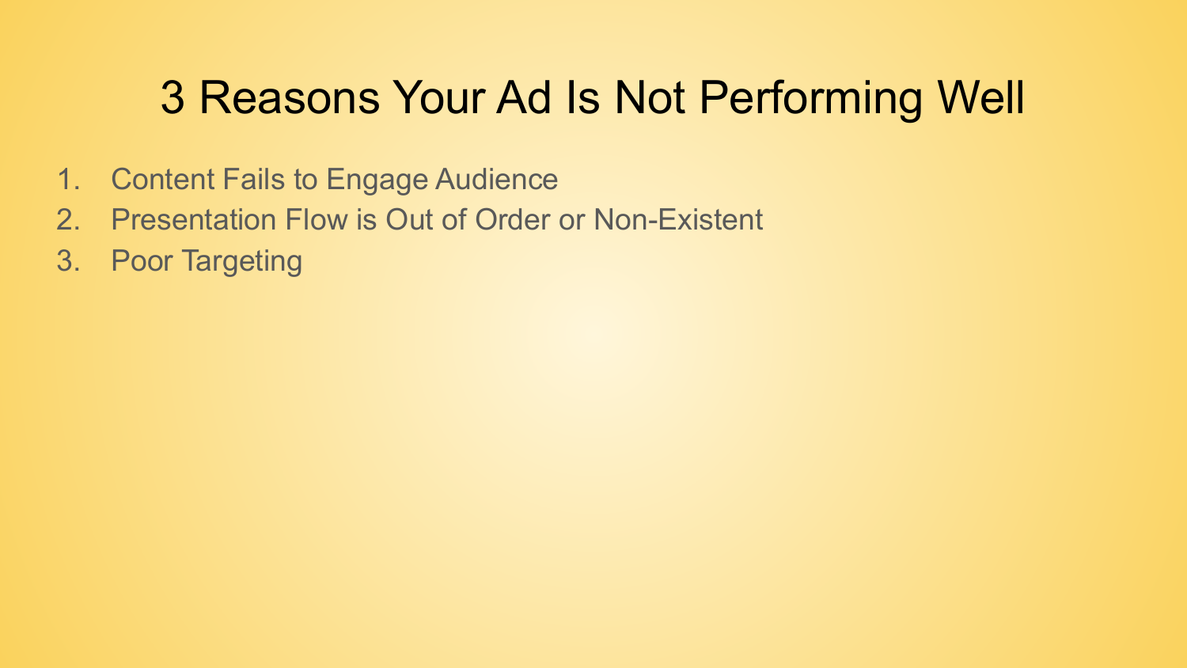# 3 Reasons Your Ad Is Not Performing Well

1. Content Fails to Engage Audience
2. Presentation Flow is Out of Order or Non-Existent
3. Poor Targeting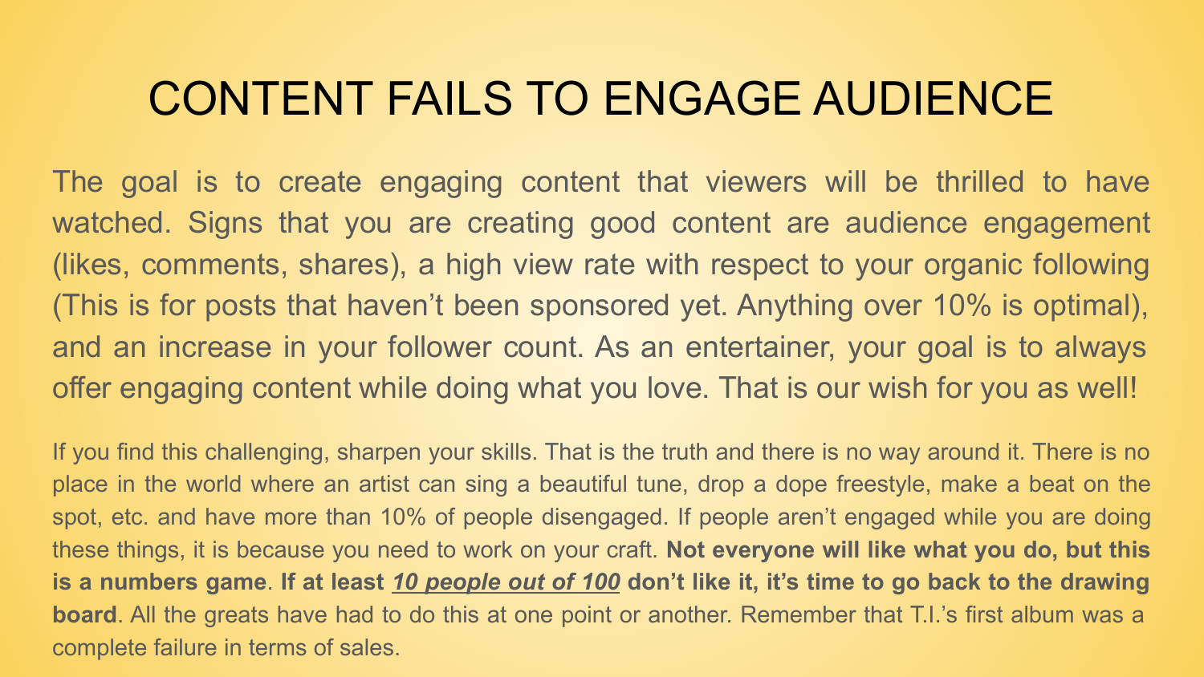# CONTENT FAILS TO ENGAGE AUDIENCE

The goal is to create engaging content that viewers will be thrilled to have watched. Signs that you are creating good content are audience engagement (likes, comments, shares), a high view rate with respect to your organic following (This is for posts that haven't been sponsored yet. Anything over 10% is optimal), and an increase in your follower count. As an entertainer, your goal is to always offer engaging content while doing what you love. That is our wish for you as well!

If you find this challenging, sharpen your skills. That is the truth and there is no way around it. There is no place in the world where an artist can sing a beautiful tune, drop a dope freestyle, make a beat on the spot, etc. and have more than 10% of people disengaged. If people aren't engaged while you are doing these things, it is because you need to work on your craft. **Not everyone will like what you do, but this is a numbers game**. **If at least <u>*10 people out of 100*</u> don't like it, it's time to go back to the drawing board**. All the greats have had to do this at one point or another. Remember that T.I.'s first album was a complete failure in terms of sales.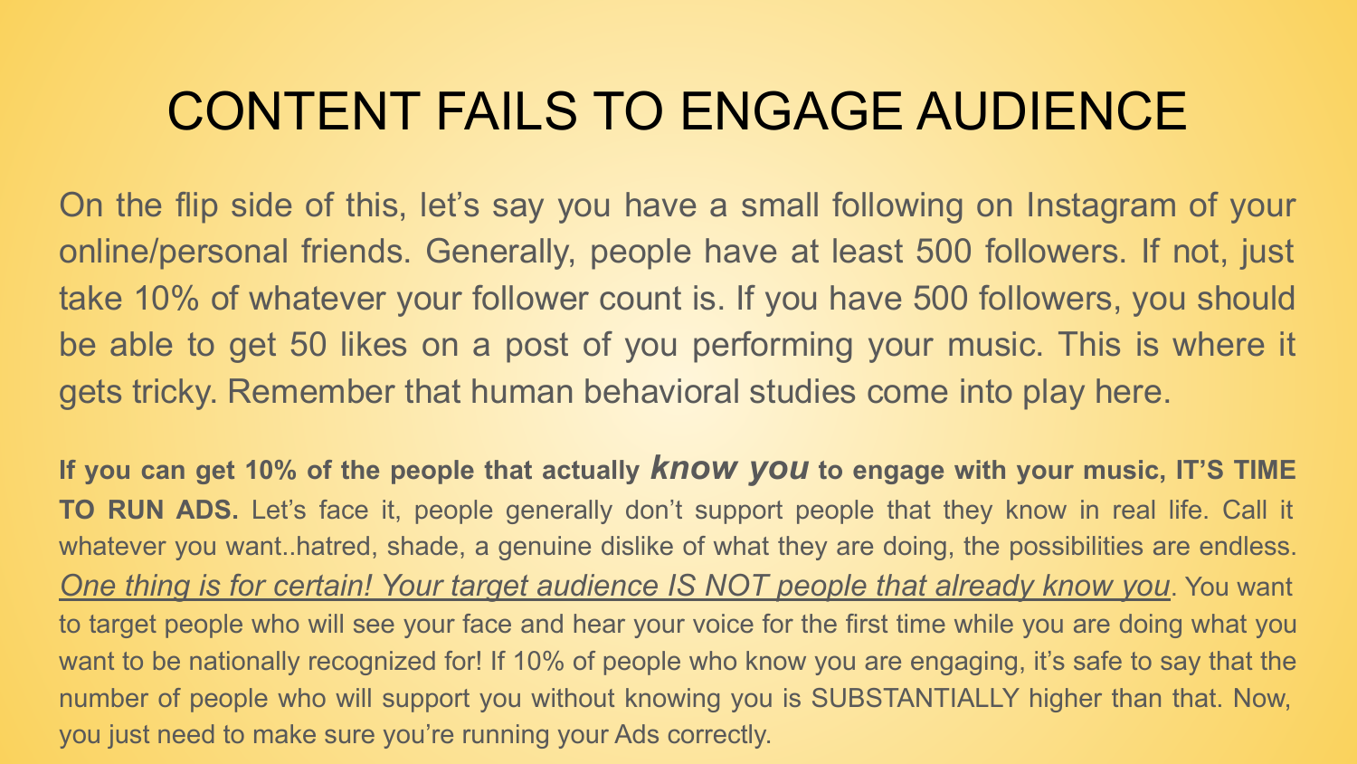# CONTENT FAILS TO ENGAGE AUDIENCE

On the flip side of this, let's say you have a small following on Instagram of your online/personal friends. Generally, people have at least 500 followers. If not, just take 10% of whatever your follower count is. If you have 500 followers, you should be able to get 50 likes on a post of you performing your music. This is where it gets tricky. Remember that human behavioral studies come into play here.

**If you can get 10% of the people that actually *know you* to engage with your music, IT'S TIME TO RUN ADS.** Let's face it, people generally don't support people that they know in real life. Call it whatever you want..hatred, shade, a genuine dislike of what they are doing, the possibilities are endless. <u>*One thing is for certain! Your target audience IS NOT people that already know you*</u>. You want to target people who will see your face and hear your voice for the first time while you are doing what you want to be nationally recognized for! If 10% of people who know you are engaging, it's safe to say that the number of people who will support you without knowing you is SUBSTANTIALLY higher than that. Now, you just need to make sure you're running your Ads correctly.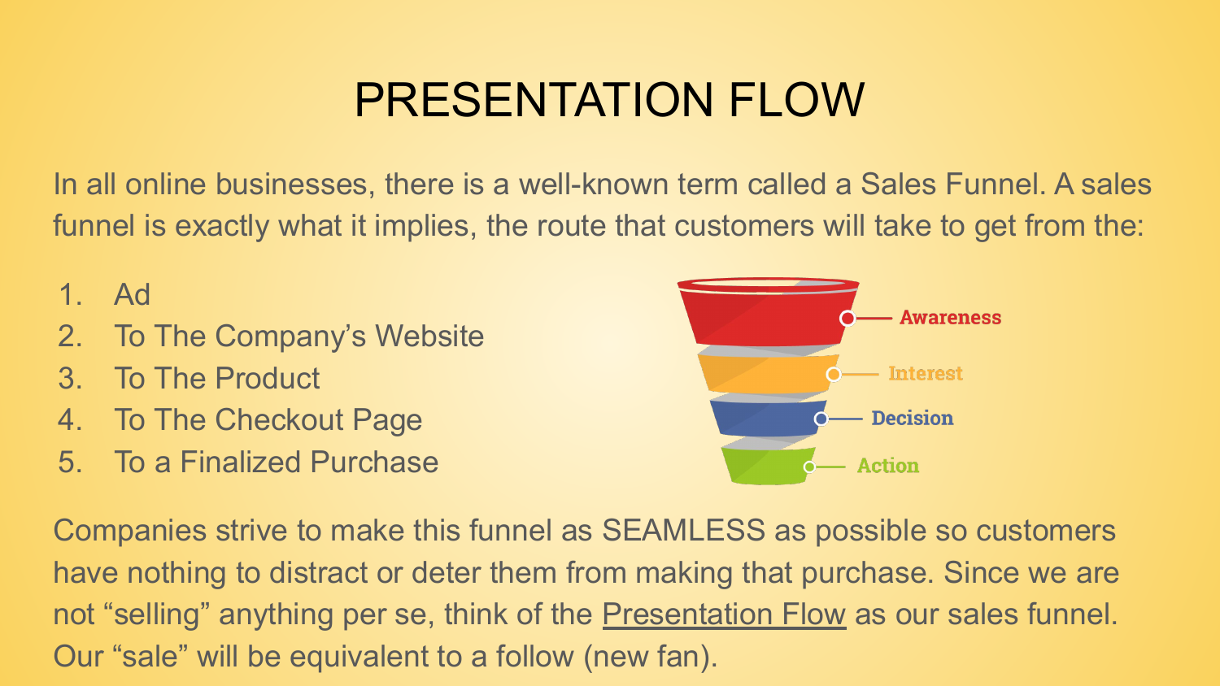# PRESENTATION FLOW

In all online businesses, there is a well-known term called a Sales Funnel. A sales funnel is exactly what it implies, the route that customers will take to get from the:

1. Ad
2. To The Company's Website
3. To The Product
4. To The Checkout Page
5. To a Finalized Purchase

Awareness

Interest

Decision

Action

Companies strive to make this funnel as SEAMLESS as possible so customers have nothing to distract or deter them from making that purchase. Since we are not "selling" anything per se, think of the <u>Presentation Flow</u> as our sales funnel. Our "sale" will be equivalent to a follow (new fan).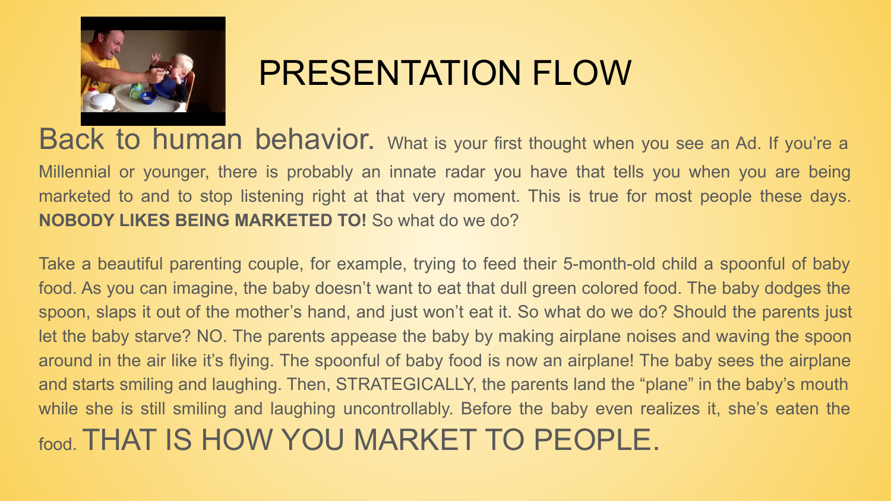# PRESENTATION FLOW

Back to human behavior. What is your first thought when you see an Ad. If you're a Millennial or younger, there is probably an innate radar you have that tells you when you are being marketed to and to stop listening right at that very moment. This is true for most people these days. **NOBODY LIKES BEING MARKETED TO!** So what do we do?

Take a beautiful parenting couple, for example, trying to feed their 5-month-old child a spoonful of baby food. As you can imagine, the baby doesn't want to eat that dull green colored food. The baby dodges the spoon, slaps it out of the mother's hand, and just won't eat it. So what do we do? Should the parents just let the baby starve? NO. The parents appease the baby by making airplane noises and waving the spoon around in the air like it's flying. The spoonful of baby food is now an airplane! The baby sees the airplane and starts smiling and laughing. Then, STRATEGICALLY, the parents land the "plane" in the baby's mouth while she is still smiling and laughing uncontrollably. Before the baby even realizes it, she's eaten the food. THAT IS HOW YOU MARKET TO PEOPLE.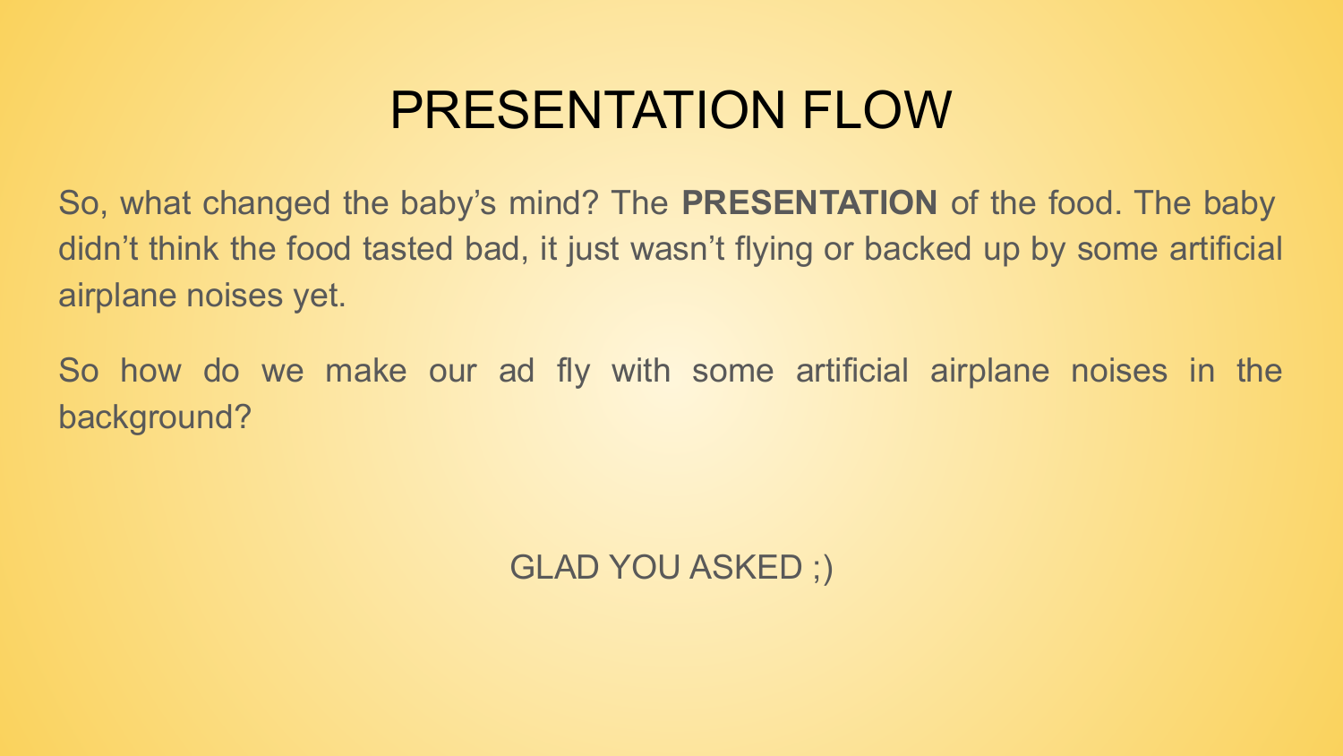# PRESENTATION FLOW

So, what changed the baby's mind? The **PRESENTATION** of the food. The baby didn't think the food tasted bad, it just wasn't flying or backed up by some artificial airplane noises yet.

So how do we make our ad fly with some artificial airplane noises in the background?

GLAD YOU ASKED ;)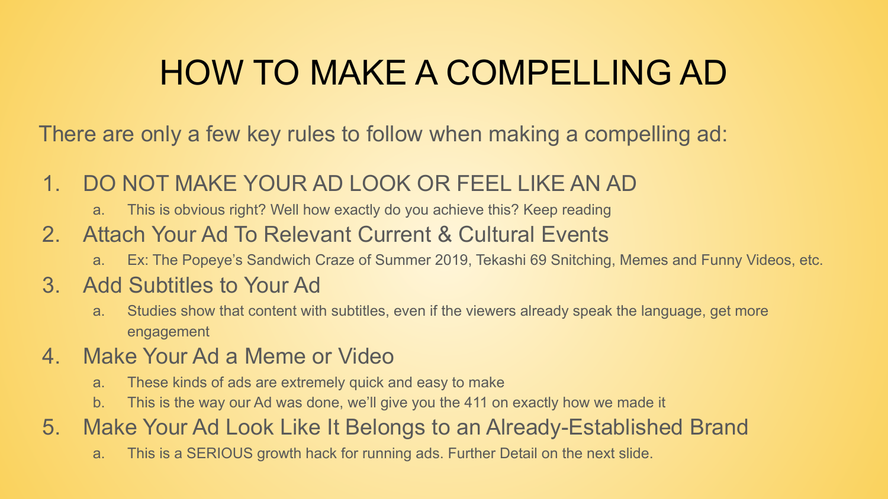# HOW TO MAKE A COMPELLING AD

There are only a few key rules to follow when making a compelling ad:

1. DO NOT MAKE YOUR AD LOOK OR FEEL LIKE AN AD
   a. This is obvious right? Well how exactly do you achieve this? Keep reading
2. Attach Your Ad To Relevant Current & Cultural Events
   a. Ex: The Popeye's Sandwich Craze of Summer 2019, Tekashi 69 Snitching, Memes and Funny Videos, etc.
3. Add Subtitles to Your Ad
   a. Studies show that content with subtitles, even if the viewers already speak the language, get more engagement
4. Make Your Ad a Meme or Video
   a. These kinds of ads are extremely quick and easy to make
   b. This is the way our Ad was done, we'll give you the 411 on exactly how we made it
5. Make Your Ad Look Like It Belongs to an Already-Established Brand
   a. This is a SERIOUS growth hack for running ads. Further Detail on the next slide.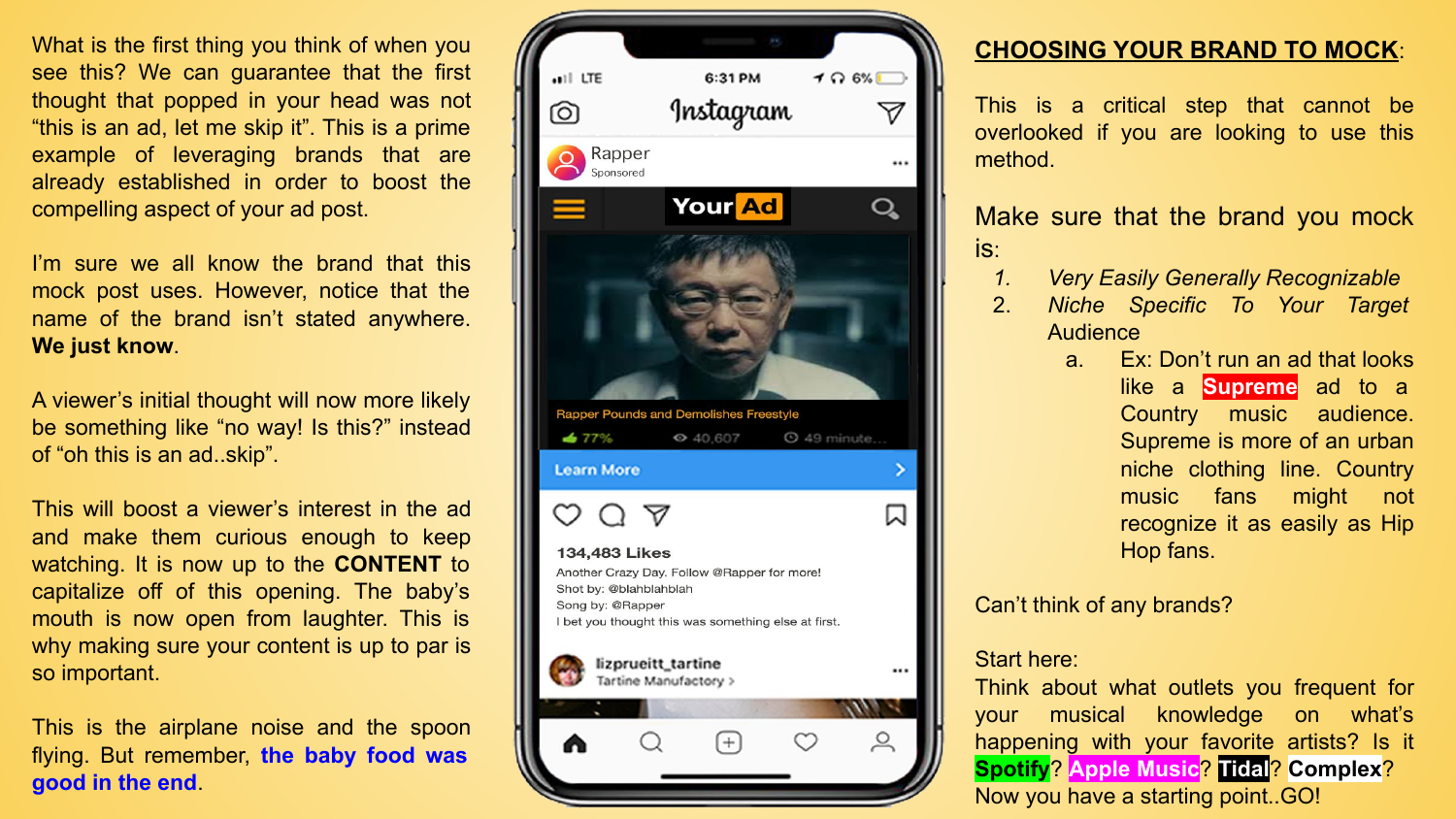What is the first thing you think of when you see this? We can guarantee that the first thought that popped in your head was not "this is an ad, let me skip it". This is a prime example of leveraging brands that are already established in order to boost the compelling aspect of your ad post.

I'm sure we all know the brand that this mock post uses. However, notice that the name of the brand isn't stated anywhere. **We just know**.

A viewer's initial thought will now more likely be something like "no way! Is this?" instead of "oh this is an ad..skip".

This will boost a viewer's interest in the ad and make them curious enough to keep watching. It is now up to the **CONTENT** to capitalize off of this opening. The baby's mouth is now open from laughter. This is why making sure your content is up to par is so important.

This is the airplane noise and the spoon flying. But remember, **the baby food was good in the end**.

6:31 PM

Instagram

Rapper
Sponsored

Your Ad

Rapper Pounds and Demolishes Freestyle

77% 40,607 49 minute...

Learn More

134,483 Likes

Another Crazy Day. Follow @Rapper for more!
Shot by: @blahblahblah
Song by: @Rapper
I bet you thought this was something else at first.

lizprueitt_tartine
Tartine Manufactory

## CHOOSING YOUR BRAND TO MOCK:

This is a critical step that cannot be overlooked if you are looking to use this method.

Make sure that the brand you mock is:

1. *Very Easily Generally Recognizable*
2. *Niche Specific To Your Target* Audience
   a. Ex: Don't run an ad that looks like a **Supreme** ad to a Country music audience. Supreme is more of an urban niche clothing line. Country music fans might not recognize it as easily as Hip Hop fans.

Can't think of any brands?

Start here:
Think about what outlets you frequent for your musical knowledge on what's happening with your favorite artists? Is it **Spotify**? **Apple Music**? **Tidal**? **Complex**? Now you have a starting point..GO!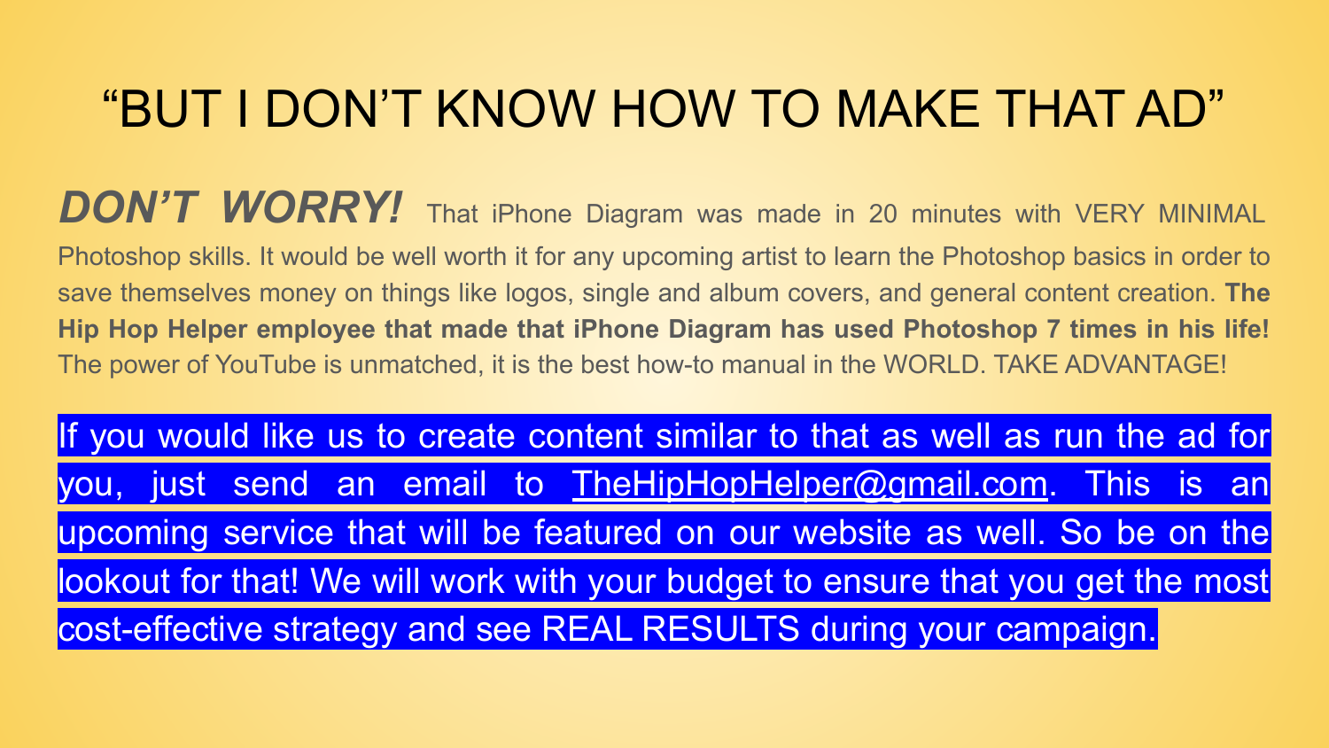# "BUT I DON'T KNOW HOW TO MAKE THAT AD"

***DON'T WORRY!*** That iPhone Diagram was made in 20 minutes with VERY MINIMAL Photoshop skills. It would be well worth it for any upcoming artist to learn the Photoshop basics in order to save themselves money on things like logos, single and album covers, and general content creation. **The Hip Hop Helper employee that made that iPhone Diagram has used Photoshop 7 times in his life!** The power of YouTube is unmatched, it is the best how-to manual in the WORLD. TAKE ADVANTAGE!

If you would like us to create content similar to that as well as run the ad for you, just send an email to TheHipHopHelper@gmail.com. This is an upcoming service that will be featured on our website as well. So be on the lookout for that! We will work with your budget to ensure that you get the most cost-effective strategy and see REAL RESULTS during your campaign.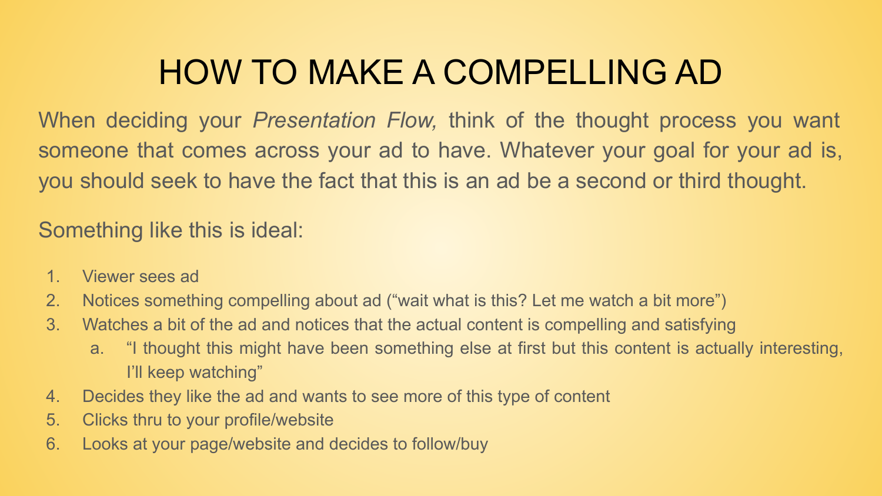# HOW TO MAKE A COMPELLING AD

When deciding your *Presentation Flow,* think of the thought process you want someone that comes across your ad to have. Whatever your goal for your ad is, you should seek to have the fact that this is an ad be a second or third thought.

Something like this is ideal:

1. Viewer sees ad
2. Notices something compelling about ad (“wait what is this? Let me watch a bit more”)
3. Watches a bit of the ad and notices that the actual content is compelling and satisfying
    a. “I thought this might have been something else at first but this content is actually interesting, I’ll keep watching”
4. Decides they like the ad and wants to see more of this type of content
5. Clicks thru to your profile/website
6. Looks at your page/website and decides to follow/buy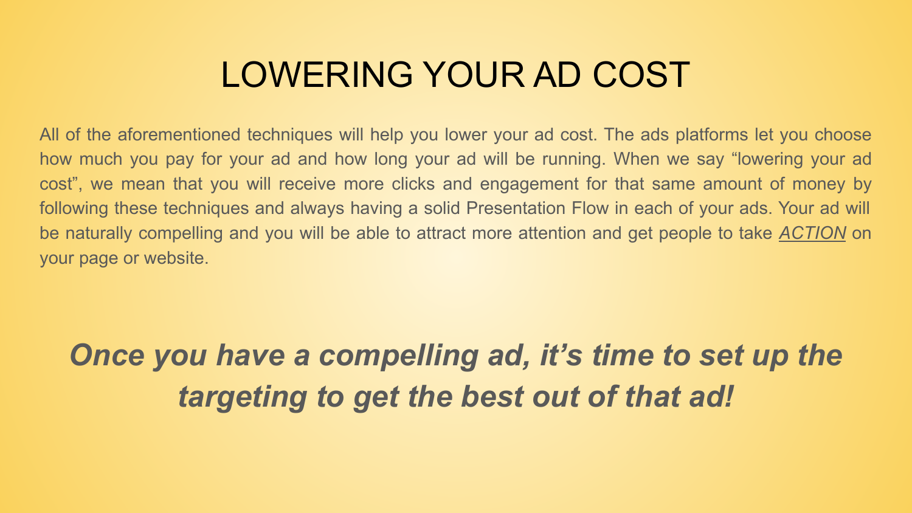# LOWERING YOUR AD COST

All of the aforementioned techniques will help you lower your ad cost. The ads platforms let you choose how much you pay for your ad and how long your ad will be running. When we say “lowering your ad cost”, we mean that you will receive more clicks and engagement for that same amount of money by following these techniques and always having a solid Presentation Flow in each of your ads. Your ad will be naturally compelling and you will be able to attract more attention and get people to take *ACTION* on your page or website.

***Once you have a compelling ad, it’s time to set up the targeting to get the best out of that ad!***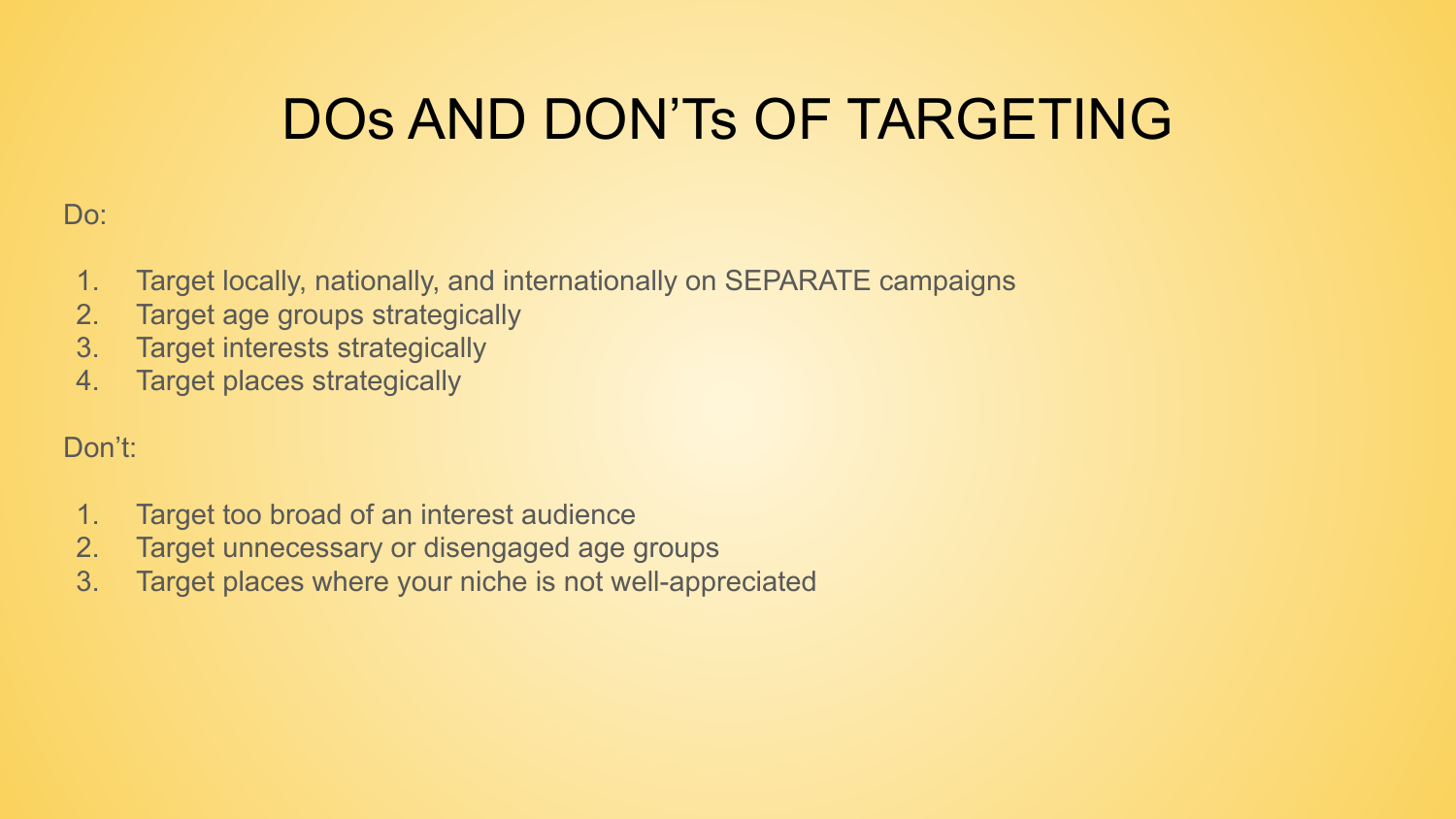# DOs AND DON'Ts OF TARGETING

Do:

1. Target locally, nationally, and internationally on SEPARATE campaigns
2. Target age groups strategically
3. Target interests strategically
4. Target places strategically

Don't:

1. Target too broad of an interest audience
2. Target unnecessary or disengaged age groups
3. Target places where your niche is not well-appreciated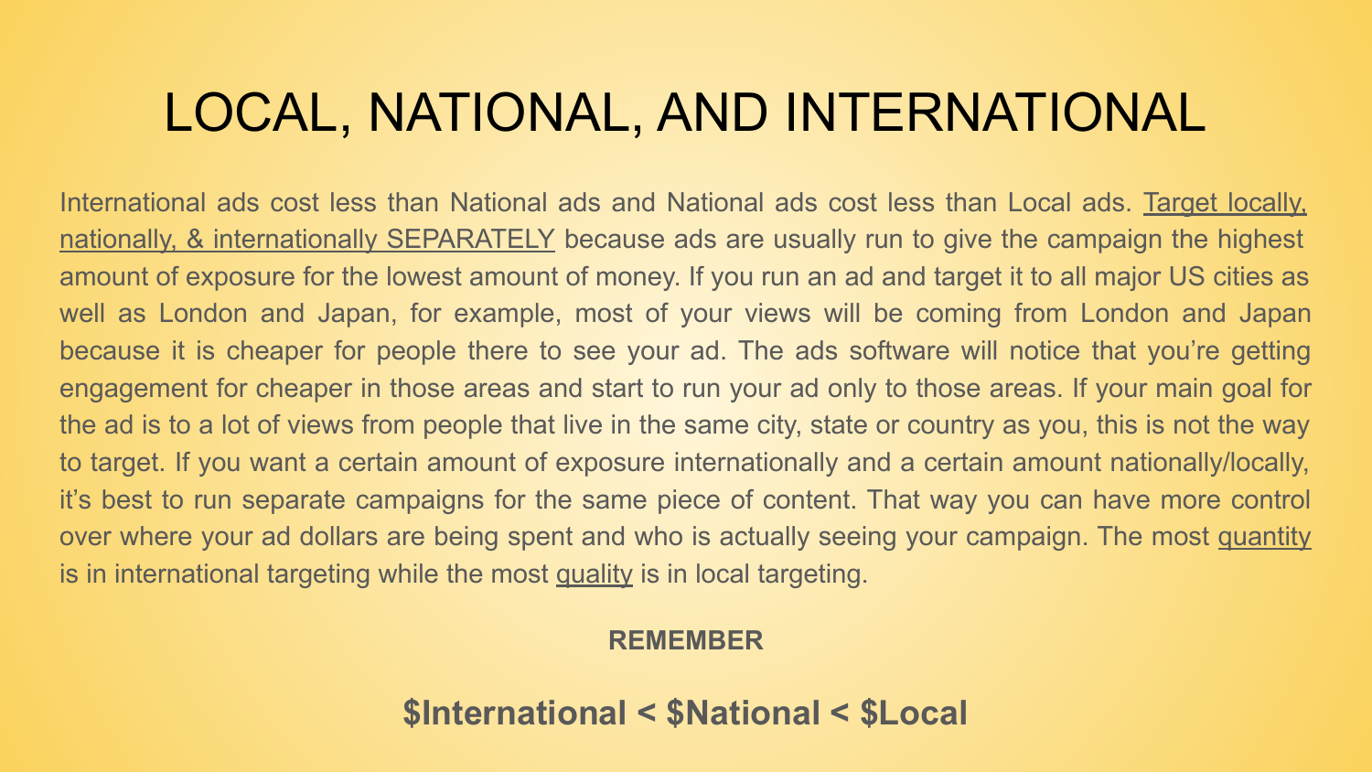# LOCAL, NATIONAL, AND INTERNATIONAL

International ads cost less than National ads and National ads cost less than Local ads. <u>Target locally, nationally, & internationally SEPARATELY</u> because ads are usually run to give the campaign the highest amount of exposure for the lowest amount of money. If you run an ad and target it to all major US cities as well as London and Japan, for example, most of your views will be coming from London and Japan because it is cheaper for people there to see your ad. The ads software will notice that you're getting engagement for cheaper in those areas and start to run your ad only to those areas. If your main goal for the ad is to a lot of views from people that live in the same city, state or country as you, this is not the way to target. If you want a certain amount of exposure internationally and a certain amount nationally/locally, it's best to run separate campaigns for the same piece of content. That way you can have more control over where your ad dollars are being spent and who is actually seeing your campaign. The most <u>quantity</u> is in international targeting while the most <u>quality</u> is in local targeting.

**REMEMBER**

**$International < $National < $Local**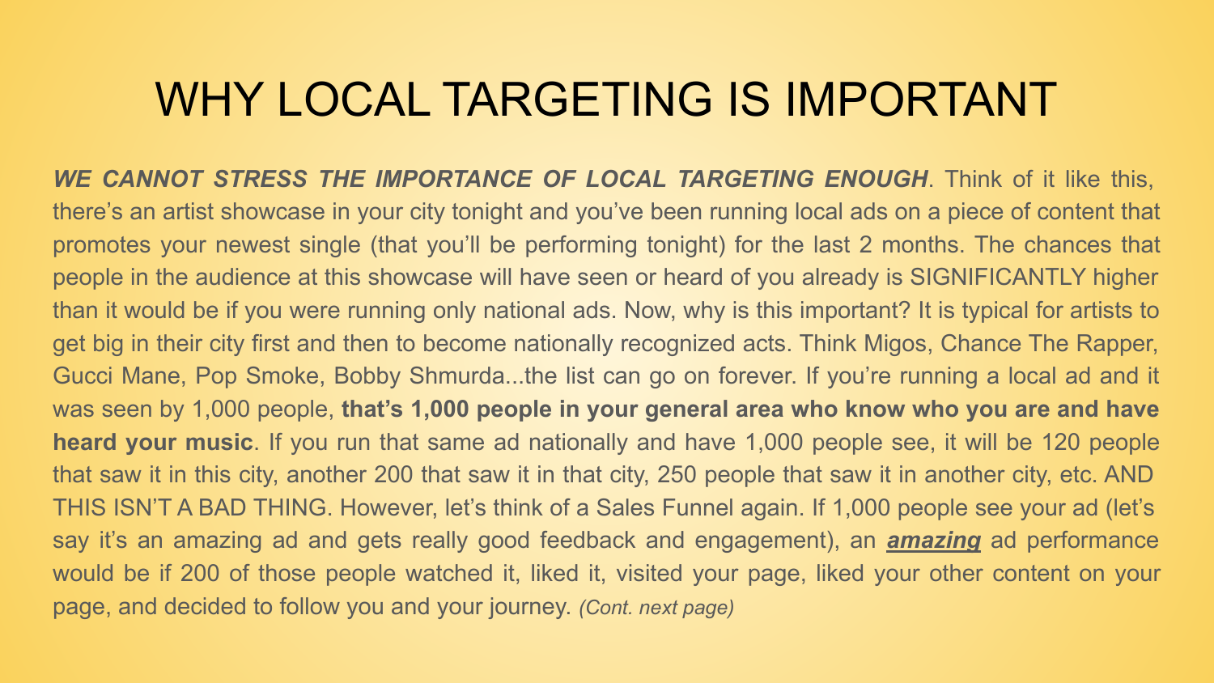# WHY LOCAL TARGETING IS IMPORTANT

***WE CANNOT STRESS THE IMPORTANCE OF LOCAL TARGETING ENOUGH***. Think of it like this, there's an artist showcase in your city tonight and you've been running local ads on a piece of content that promotes your newest single (that you'll be performing tonight) for the last 2 months. The chances that people in the audience at this showcase will have seen or heard of you already is SIGNIFICANTLY higher than it would be if you were running only national ads. Now, why is this important? It is typical for artists to get big in their city first and then to become nationally recognized acts. Think Migos, Chance The Rapper, Gucci Mane, Pop Smoke, Bobby Shmurda...the list can go on forever. If you're running a local ad and it was seen by 1,000 people, **that's 1,000 people in your general area who know who you are and have heard your music**. If you run that same ad nationally and have 1,000 people see, it will be 120 people that saw it in this city, another 200 that saw it in that city, 250 people that saw it in another city, etc. AND THIS ISN'T A BAD THING. However, let's think of a Sales Funnel again. If 1,000 people see your ad (let's say it's an amazing ad and gets really good feedback and engagement), an ***amazing*** ad performance would be if 200 of those people watched it, liked it, visited your page, liked your other content on your page, and decided to follow you and your journey. *(Cont. next page)*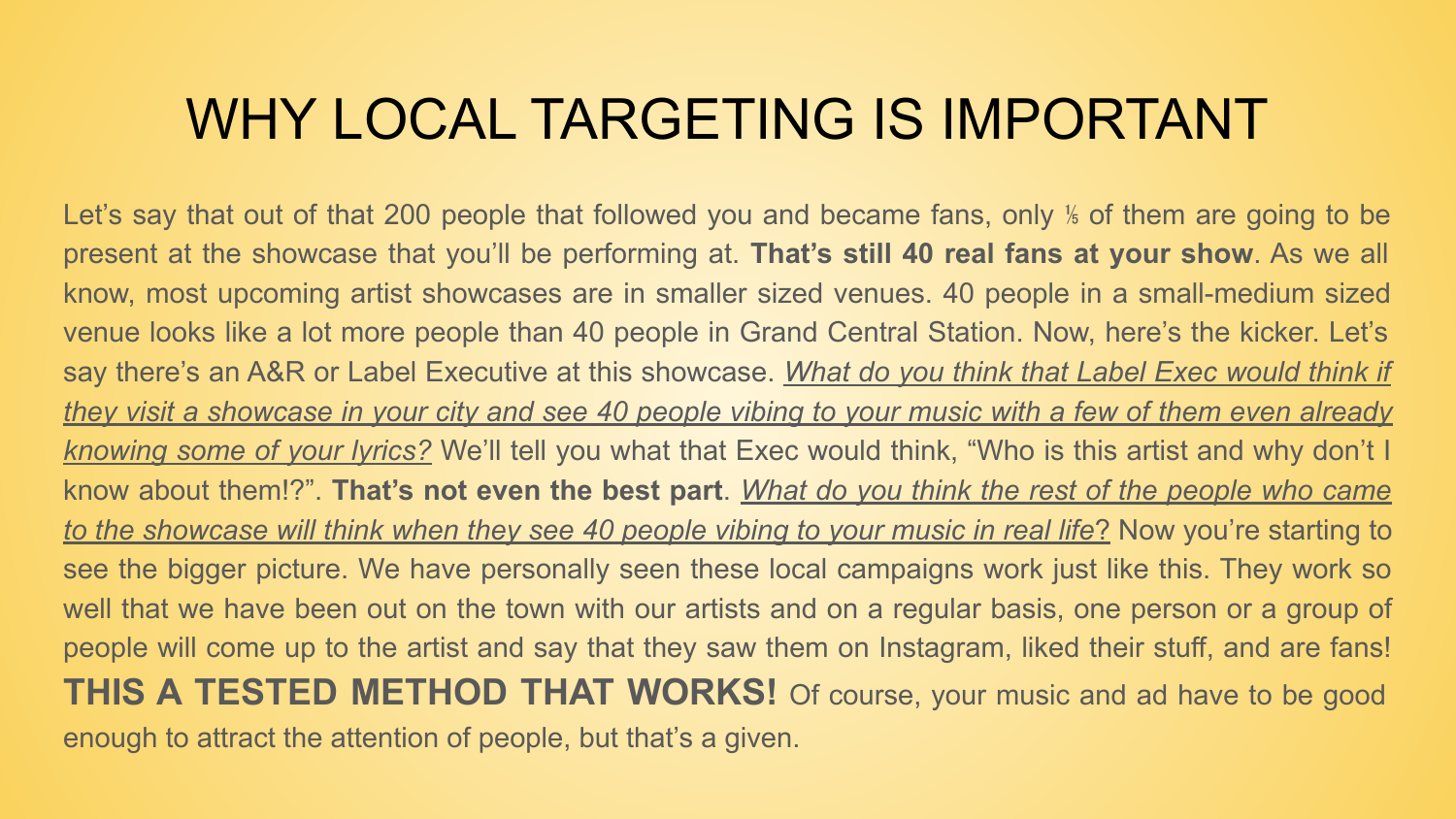# WHY LOCAL TARGETING IS IMPORTANT

Let's say that out of that 200 people that followed you and became fans, only ⅕ of them are going to be present at the showcase that you'll be performing at. **That's still 40 real fans at your show**. As we all know, most upcoming artist showcases are in smaller sized venues. 40 people in a small-medium sized venue looks like a lot more people than 40 people in Grand Central Station. Now, here's the kicker. Let's say there's an A&R or Label Executive at this showcase. *<u>What do you think that Label Exec would think if they visit a showcase in your city and see 40 people vibing to your music with a few of them even already knowing some of your lyrics?</u>* We'll tell you what that Exec would think, "Who is this artist and why don't I know about them!?". **That's not even the best part**. *<u>What do you think the rest of the people who came to the showcase will think when they see 40 people vibing to your music in real life</u>*? Now you're starting to see the bigger picture. We have personally seen these local campaigns work just like this. They work so well that we have been out on the town with our artists and on a regular basis, one person or a group of people will come up to the artist and say that they saw them on Instagram, liked their stuff, and are fans! **THIS A TESTED METHOD THAT WORKS!** Of course, your music and ad have to be good enough to attract the attention of people, but that's a given.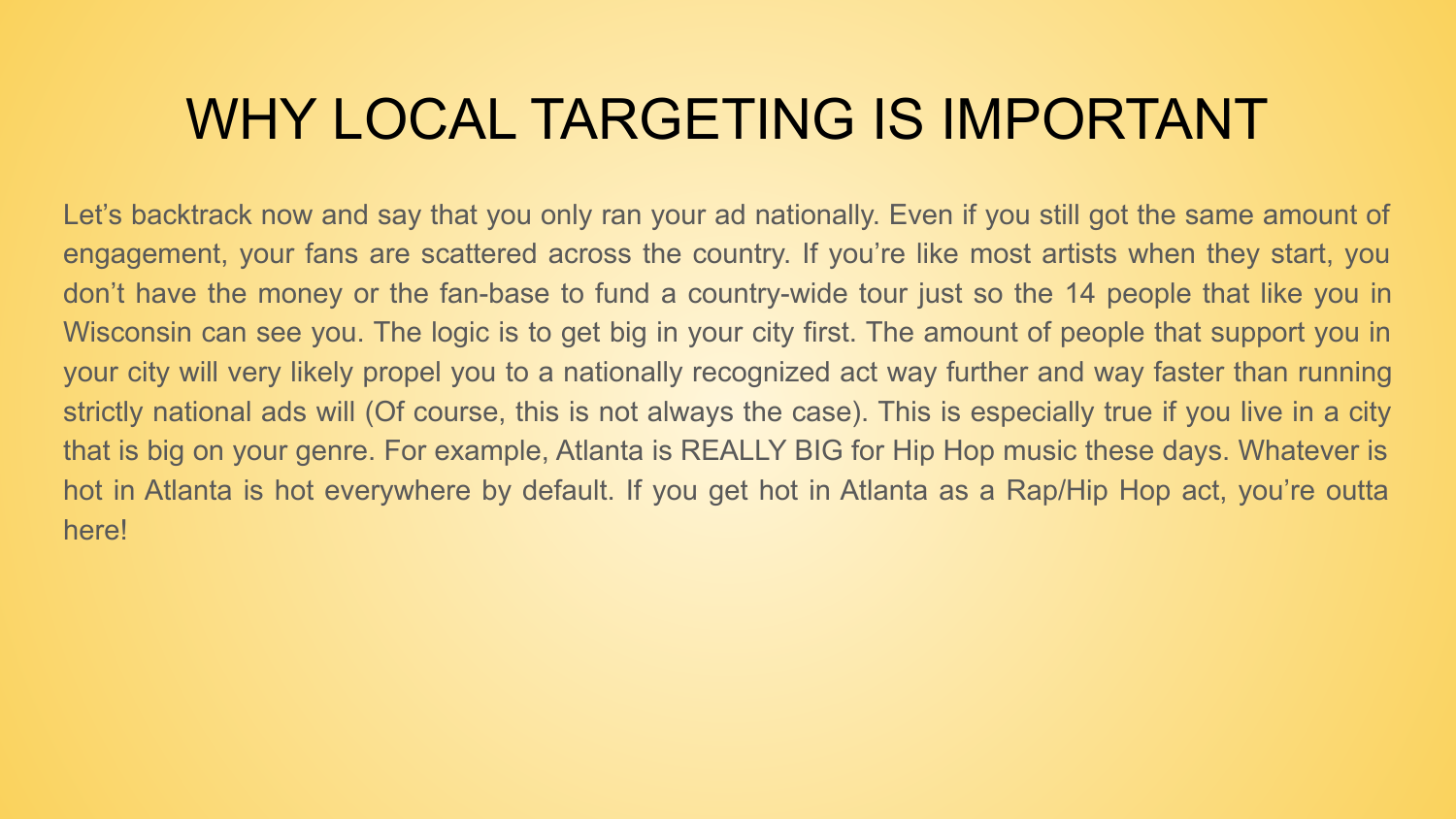# WHY LOCAL TARGETING IS IMPORTANT

Let's backtrack now and say that you only ran your ad nationally. Even if you still got the same amount of engagement, your fans are scattered across the country. If you're like most artists when they start, you don't have the money or the fan-base to fund a country-wide tour just so the 14 people that like you in Wisconsin can see you. The logic is to get big in your city first. The amount of people that support you in your city will very likely propel you to a nationally recognized act way further and way faster than running strictly national ads will (Of course, this is not always the case). This is especially true if you live in a city that is big on your genre. For example, Atlanta is REALLY BIG for Hip Hop music these days. Whatever is hot in Atlanta is hot everywhere by default. If you get hot in Atlanta as a Rap/Hip Hop act, you're outta here!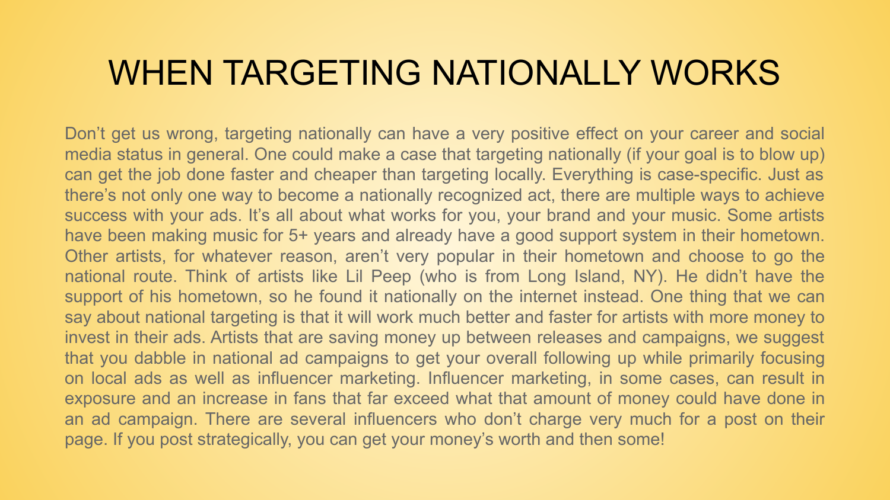# WHEN TARGETING NATIONALLY WORKS

Don't get us wrong, targeting nationally can have a very positive effect on your career and social media status in general. One could make a case that targeting nationally (if your goal is to blow up) can get the job done faster and cheaper than targeting locally. Everything is case-specific. Just as there's not only one way to become a nationally recognized act, there are multiple ways to achieve success with your ads. It's all about what works for you, your brand and your music. Some artists have been making music for 5+ years and already have a good support system in their hometown. Other artists, for whatever reason, aren't very popular in their hometown and choose to go the national route. Think of artists like Lil Peep (who is from Long Island, NY). He didn't have the support of his hometown, so he found it nationally on the internet instead. One thing that we can say about national targeting is that it will work much better and faster for artists with more money to invest in their ads. Artists that are saving money up between releases and campaigns, we suggest that you dabble in national ad campaigns to get your overall following up while primarily focusing on local ads as well as influencer marketing. Influencer marketing, in some cases, can result in exposure and an increase in fans that far exceed what that amount of money could have done in an ad campaign. There are several influencers who don't charge very much for a post on their page. If you post strategically, you can get your money's worth and then some!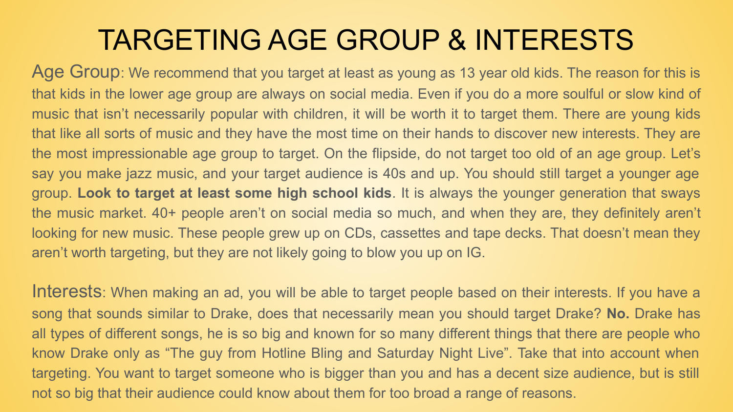# TARGETING AGE GROUP & INTERESTS

Age Group: We recommend that you target at least as young as 13 year old kids. The reason for this is that kids in the lower age group are always on social media. Even if you do a more soulful or slow kind of music that isn't necessarily popular with children, it will be worth it to target them. There are young kids that like all sorts of music and they have the most time on their hands to discover new interests. They are the most impressionable age group to target. On the flipside, do not target too old of an age group. Let's say you make jazz music, and your target audience is 40s and up. You should still target a younger age group. **Look to target at least some high school kids**. It is always the younger generation that sways the music market. 40+ people aren't on social media so much, and when they are, they definitely aren't looking for new music. These people grew up on CDs, cassettes and tape decks. That doesn't mean they aren't worth targeting, but they are not likely going to blow you up on IG.

Interests: When making an ad, you will be able to target people based on their interests. If you have a song that sounds similar to Drake, does that necessarily mean you should target Drake? **No.** Drake has all types of different songs, he is so big and known for so many different things that there are people who know Drake only as "The guy from Hotline Bling and Saturday Night Live". Take that into account when targeting. You want to target someone who is bigger than you and has a decent size audience, but is still not so big that their audience could know about them for too broad a range of reasons.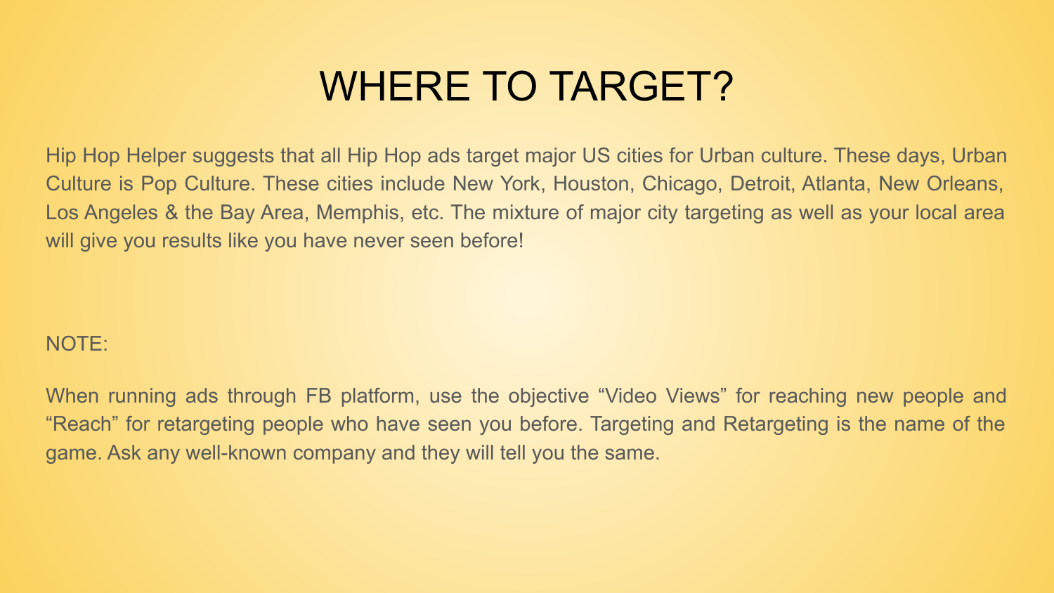# WHERE TO TARGET?

Hip Hop Helper suggests that all Hip Hop ads target major US cities for Urban culture. These days, Urban Culture is Pop Culture. These cities include New York, Houston, Chicago, Detroit, Atlanta, New Orleans, Los Angeles & the Bay Area, Memphis, etc. The mixture of major city targeting as well as your local area will give you results like you have never seen before!

NOTE:

When running ads through FB platform, use the objective “Video Views” for reaching new people and “Reach” for retargeting people who have seen you before. Targeting and Retargeting is the name of the game. Ask any well-known company and they will tell you the same.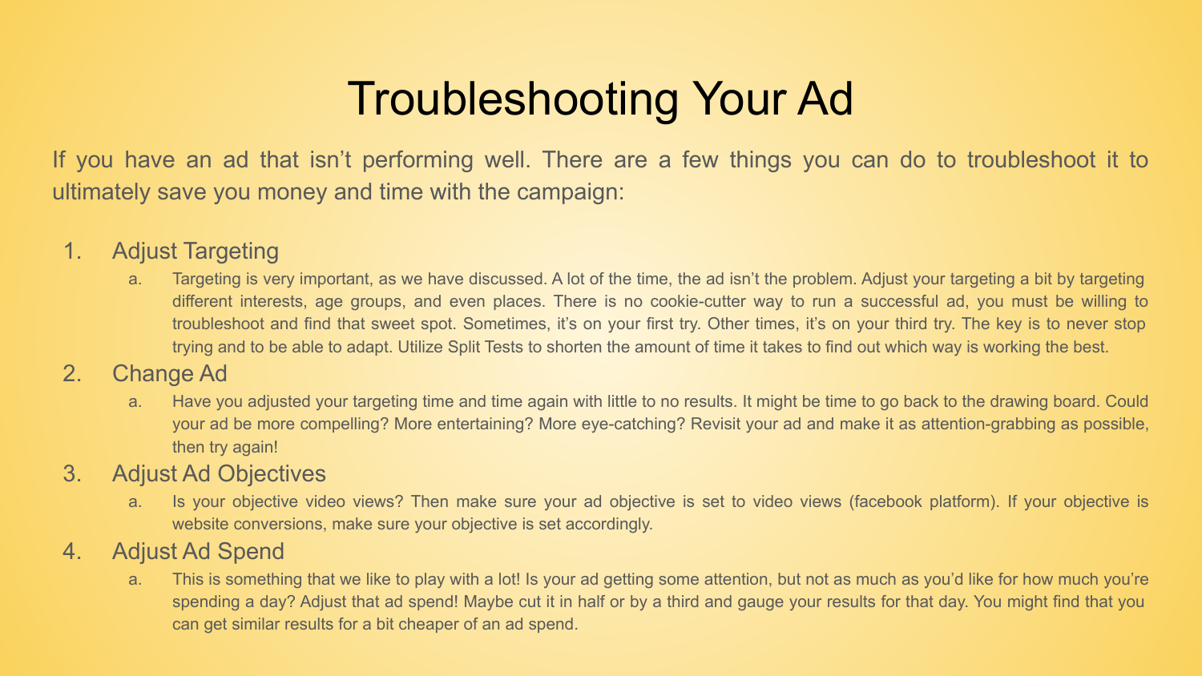# Troubleshooting Your Ad

If you have an ad that isn't performing well. There are a few things you can do to troubleshoot it to ultimately save you money and time with the campaign:

1. Adjust Targeting
    a. Targeting is very important, as we have discussed. A lot of the time, the ad isn't the problem. Adjust your targeting a bit by targeting different interests, age groups, and even places. There is no cookie-cutter way to run a successful ad, you must be willing to troubleshoot and find that sweet spot. Sometimes, it's on your first try. Other times, it's on your third try. The key is to never stop trying and to be able to adapt. Utilize Split Tests to shorten the amount of time it takes to find out which way is working the best.
2. Change Ad
    a. Have you adjusted your targeting time and time again with little to no results. It might be time to go back to the drawing board. Could your ad be more compelling? More entertaining? More eye-catching? Revisit your ad and make it as attention-grabbing as possible, then try again!
3. Adjust Ad Objectives
    a. Is your objective video views? Then make sure your ad objective is set to video views (facebook platform). If your objective is website conversions, make sure your objective is set accordingly.
4. Adjust Ad Spend
    a. This is something that we like to play with a lot! Is your ad getting some attention, but not as much as you'd like for how much you're spending a day? Adjust that ad spend! Maybe cut it in half or by a third and gauge your results for that day. You might find that you can get similar results for a bit cheaper of an ad spend.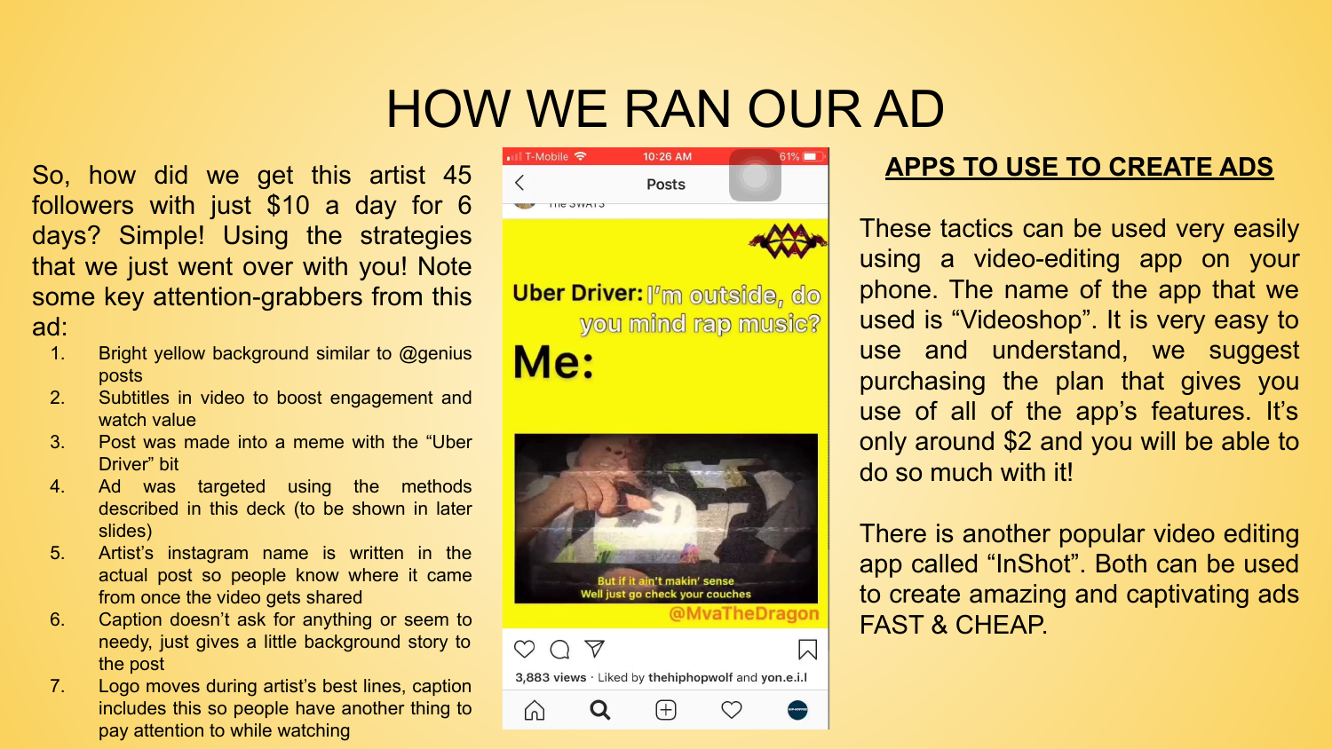# HOW WE RAN OUR AD

So, how did we get this artist 45 followers with just $10 a day for 6 days? Simple! Using the strategies that we just went over with you! Note some key attention-grabbers from this ad:

1. Bright yellow background similar to @genius posts
2. Subtitles in video to boost engagement and watch value
3. Post was made into a meme with the "Uber Driver" bit
4. Ad was targeted using the methods described in this deck (to be shown in later slides)
5. Artist's instagram name is written in the actual post so people know where it came from once the video gets shared
6. Caption doesn't ask for anything or seem to needy, just gives a little background story to the post
7. Logo moves during artist's best lines, caption includes this so people have another thing to pay attention to while watching

## APPS TO USE TO CREATE ADS

These tactics can be used very easily using a video-editing app on your phone. The name of the app that we used is "Videoshop". It is very easy to use and understand, we suggest purchasing the plan that gives you use of all of the app's features. It's only around $2 and you will be able to do so much with it!

There is another popular video editing app called "InShot". Both can be used to create amazing and captivating ads FAST & CHEAP.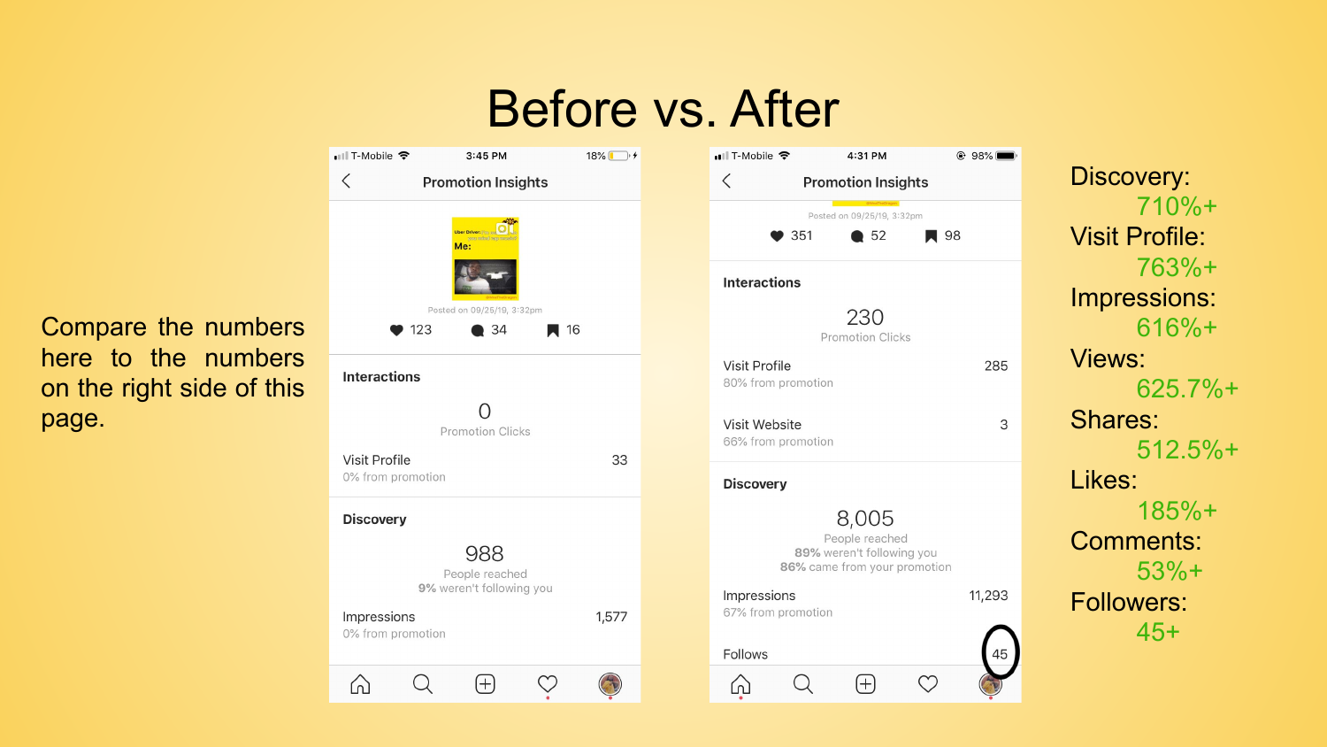# Before vs. After

Compare the numbers here to the numbers on the right side of this page.

**Before**

Promotion Insights

Posted on 09/25/19, 3:32pm

♥ 123 · 💬 34 · 🔖 16

**Interactions**

0
Promotion Clicks

Visit Profile — 33
0% from promotion

**Discovery**

988
People reached
9% weren't following you

Impressions — 1,577
0% from promotion

**After**

Promotion Insights

Posted on 09/25/19, 3:32pm

♥ 351 · 💬 52 · 🔖 98

**Interactions**

230
Promotion Clicks

Visit Profile — 285
80% from promotion

Visit Website — 3
66% from promotion

**Discovery**

8,005
People reached
89% weren't following you
86% came from your promotion

Impressions — 11,293
67% from promotion

Follows — 45

Discovery:
710%+

Visit Profile:
763%+

Impressions:
616%+

Views:
625.7%+

Shares:
512.5%+

Likes:
185%+

Comments:
53%+

Followers:
45+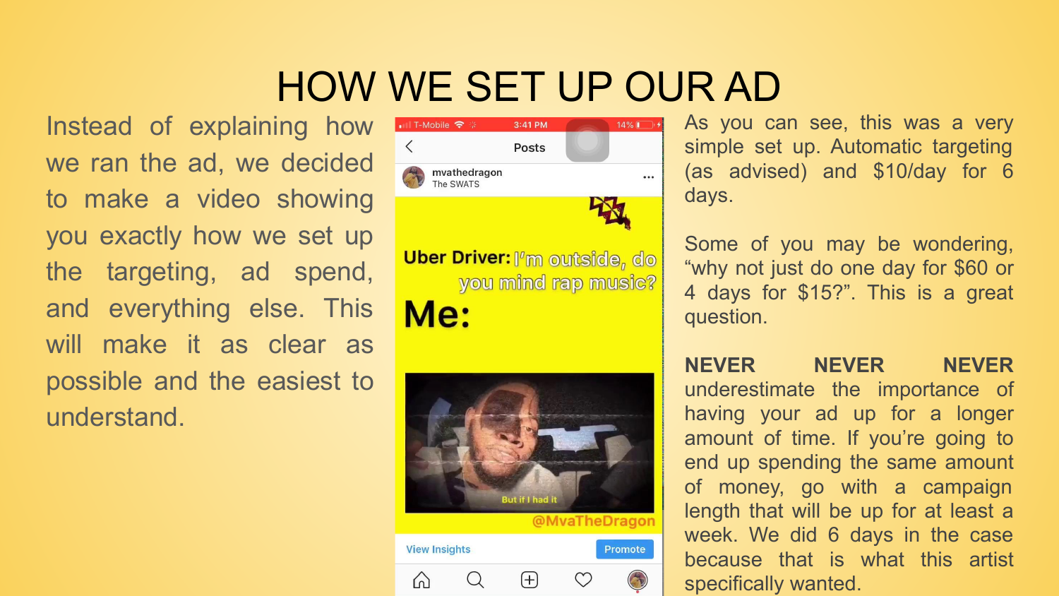# HOW WE SET UP OUR AD

Instead of explaining how we ran the ad, we decided to make a video showing you exactly how we set up the targeting, ad spend, and everything else. This will make it as clear as possible and the easiest to understand.

As you can see, this was a very simple set up. Automatic targeting (as advised) and $10/day for 6 days.

Some of you may be wondering, "why not just do one day for $60 or 4 days for $15?". This is a great question.

**NEVER NEVER NEVER** underestimate the importance of having your ad up for a longer amount of time. If you're going to end up spending the same amount of money, go with a campaign length that will be up for at least a week. We did 6 days in the case because that is what this artist specifically wanted.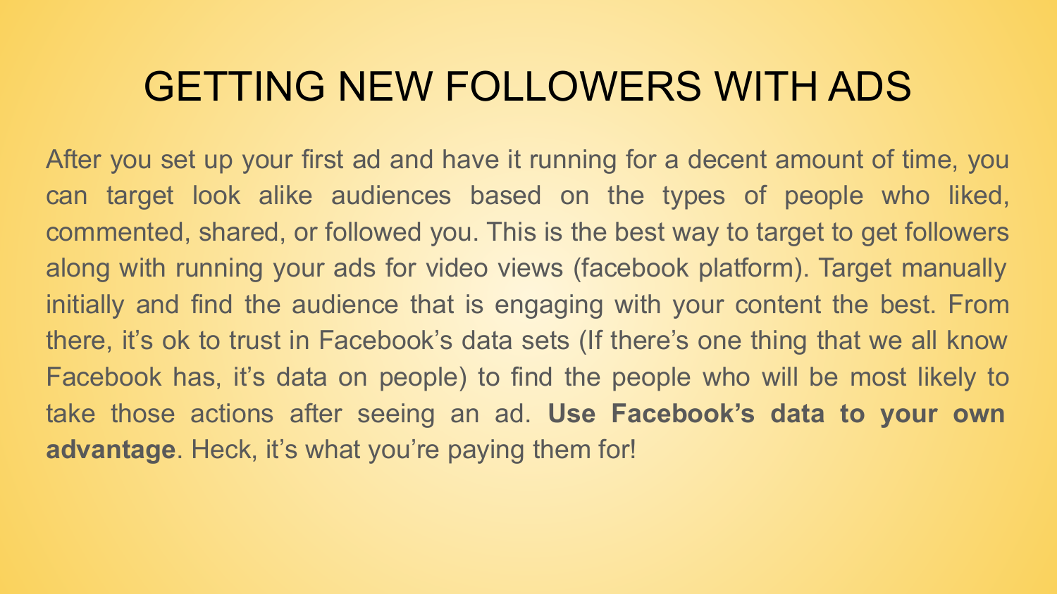# GETTING NEW FOLLOWERS WITH ADS

After you set up your first ad and have it running for a decent amount of time, you can target look alike audiences based on the types of people who liked, commented, shared, or followed you. This is the best way to target to get followers along with running your ads for video views (facebook platform). Target manually initially and find the audience that is engaging with your content the best. From there, it's ok to trust in Facebook's data sets (If there's one thing that we all know Facebook has, it's data on people) to find the people who will be most likely to take those actions after seeing an ad. **Use Facebook's data to your own advantage**. Heck, it's what you're paying them for!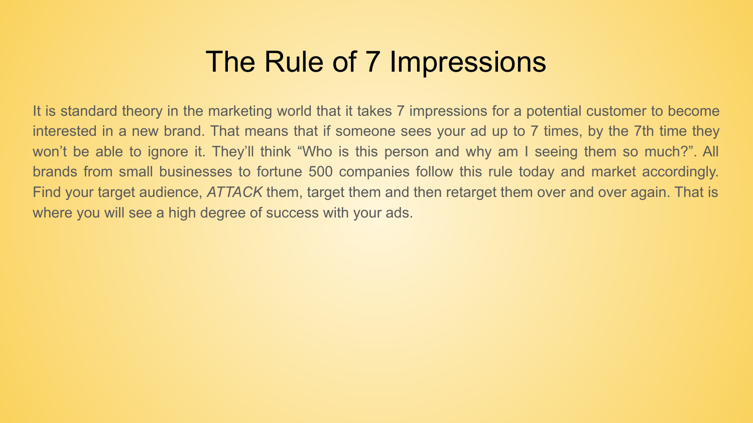# The Rule of 7 Impressions

It is standard theory in the marketing world that it takes 7 impressions for a potential customer to become interested in a new brand. That means that if someone sees your ad up to 7 times, by the 7th time they won't be able to ignore it. They'll think "Who is this person and why am I seeing them so much?". All brands from small businesses to fortune 500 companies follow this rule today and market accordingly. Find your target audience, *ATTACK* them, target them and then retarget them over and over again. That is where you will see a high degree of success with your ads.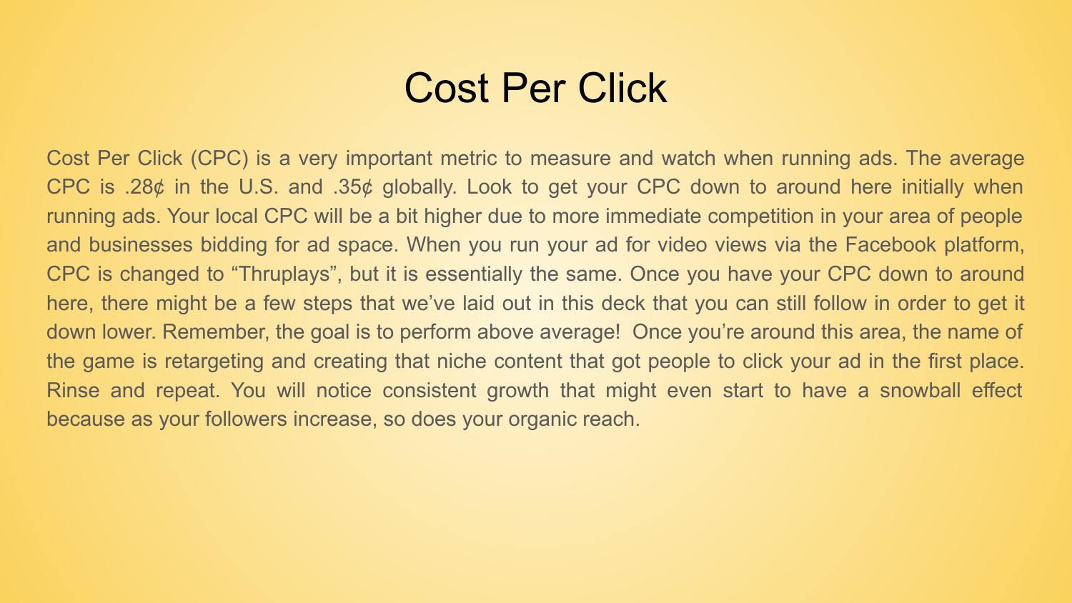# Cost Per Click

Cost Per Click (CPC) is a very important metric to measure and watch when running ads. The average CPC is .28¢ in the U.S. and .35¢ globally. Look to get your CPC down to around here initially when running ads. Your local CPC will be a bit higher due to more immediate competition in your area of people and businesses bidding for ad space. When you run your ad for video views via the Facebook platform, CPC is changed to "Thruplays", but it is essentially the same. Once you have your CPC down to around here, there might be a few steps that we've laid out in this deck that you can still follow in order to get it down lower. Remember, the goal is to perform above average! Once you're around this area, the name of the game is retargeting and creating that niche content that got people to click your ad in the first place. Rinse and repeat. You will notice consistent growth that might even start to have a snowball effect because as your followers increase, so does your organic reach.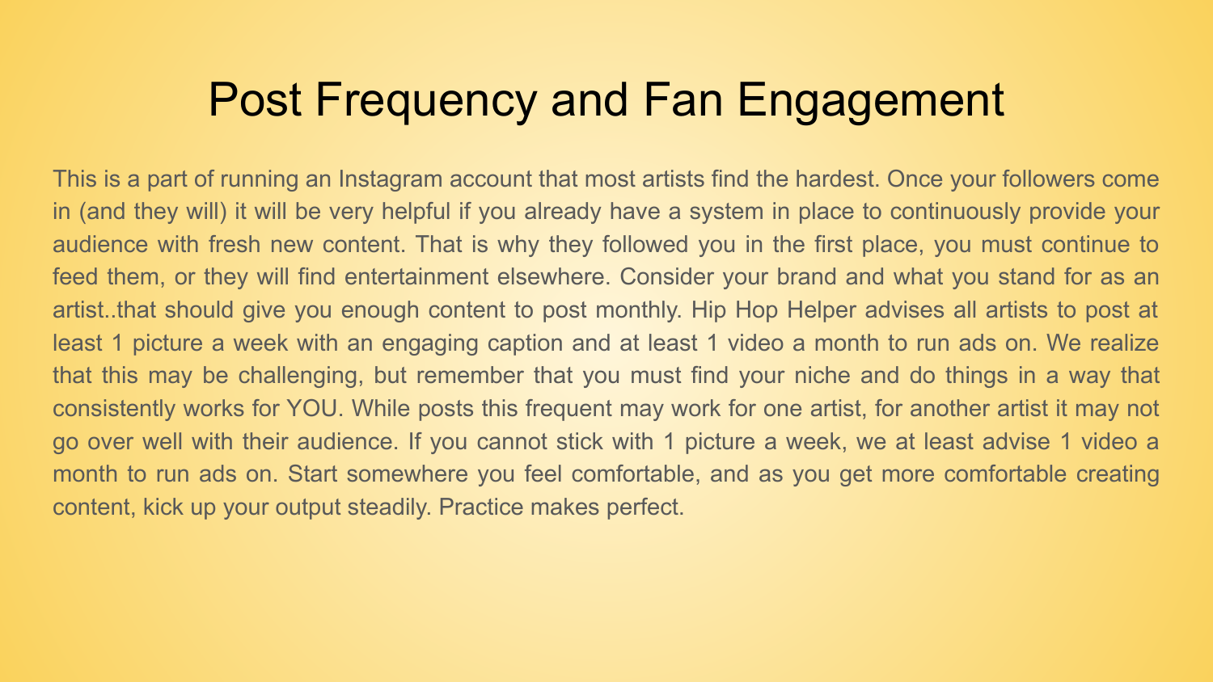# Post Frequency and Fan Engagement

This is a part of running an Instagram account that most artists find the hardest. Once your followers come in (and they will) it will be very helpful if you already have a system in place to continuously provide your audience with fresh new content. That is why they followed you in the first place, you must continue to feed them, or they will find entertainment elsewhere. Consider your brand and what you stand for as an artist..that should give you enough content to post monthly. Hip Hop Helper advises all artists to post at least 1 picture a week with an engaging caption and at least 1 video a month to run ads on. We realize that this may be challenging, but remember that you must find your niche and do things in a way that consistently works for YOU. While posts this frequent may work for one artist, for another artist it may not go over well with their audience. If you cannot stick with 1 picture a week, we at least advise 1 video a month to run ads on. Start somewhere you feel comfortable, and as you get more comfortable creating content, kick up your output steadily. Practice makes perfect.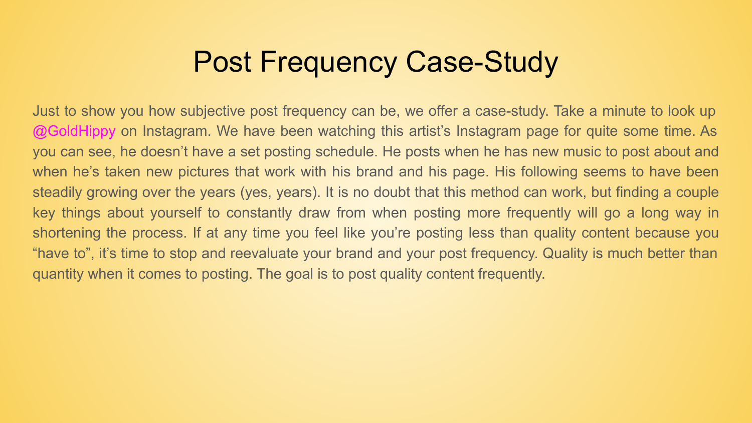# Post Frequency Case-Study

Just to show you how subjective post frequency can be, we offer a case-study. Take a minute to look up @GoldHippy on Instagram. We have been watching this artist's Instagram page for quite some time. As you can see, he doesn't have a set posting schedule. He posts when he has new music to post about and when he's taken new pictures that work with his brand and his page. His following seems to have been steadily growing over the years (yes, years). It is no doubt that this method can work, but finding a couple key things about yourself to constantly draw from when posting more frequently will go a long way in shortening the process. If at any time you feel like you're posting less than quality content because you "have to", it's time to stop and reevaluate your brand and your post frequency. Quality is much better than quantity when it comes to posting. The goal is to post quality content frequently.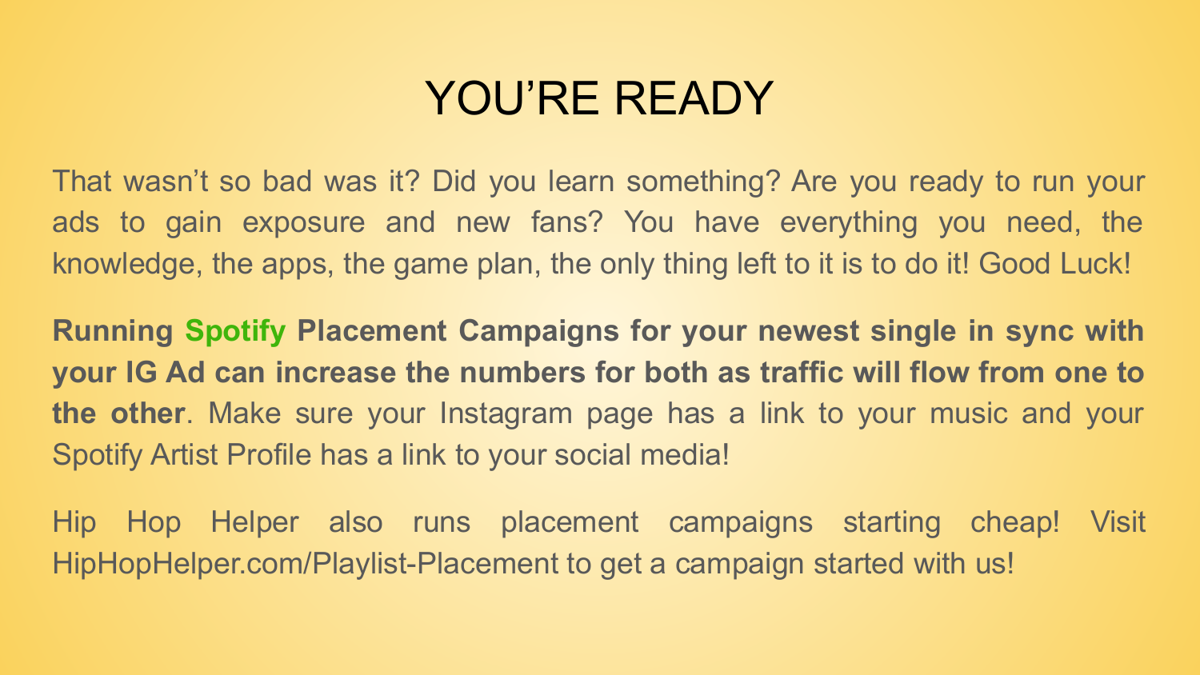# YOU'RE READY

That wasn't so bad was it? Did you learn something? Are you ready to run your ads to gain exposure and new fans? You have everything you need, the knowledge, the apps, the game plan, the only thing left to it is to do it! Good Luck!

**Running Spotify Placement Campaigns for your newest single in sync with your IG Ad can increase the numbers for both as traffic will flow from one to the other**. Make sure your Instagram page has a link to your music and your Spotify Artist Profile has a link to your social media!

Hip Hop Helper also runs placement campaigns starting cheap! Visit HipHopHelper.com/Playlist-Placement to get a campaign started with us!